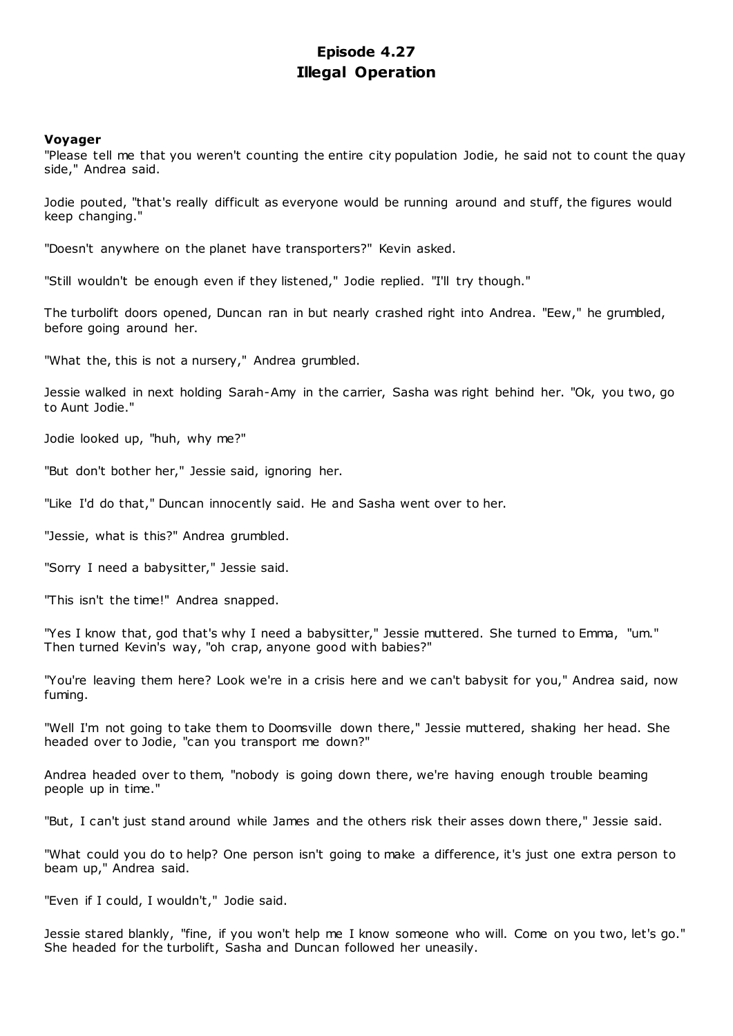# Episode 4.27
# Illegal Operation

**Voyager**

"Please tell me that you weren't counting the entire city population Jodie, he said not to count the quay side," Andrea said.

Jodie pouted, "that's really difficult as everyone would be running around and stuff, the figures would keep changing."

"Doesn't anywhere on the planet have transporters?" Kevin asked.

"Still wouldn't be enough even if they listened," Jodie replied. "I'll try though."

The turbolift doors opened, Duncan ran in but nearly crashed right into Andrea. "Eew," he grumbled, before going around her.

"What the, this is not a nursery," Andrea grumbled.

Jessie walked in next holding Sarah-Amy in the carrier, Sasha was right behind her. "Ok, you two, go to Aunt Jodie."

Jodie looked up, "huh, why me?"

"But don't bother her," Jessie said, ignoring her.

"Like I'd do that," Duncan innocently said. He and Sasha went over to her.

"Jessie, what is this?" Andrea grumbled.

"Sorry I need a babysitter," Jessie said.

"This isn't the time!" Andrea snapped.

"Yes I know that, god that's why I need a babysitter," Jessie muttered. She turned to Emma, "um." Then turned Kevin's way, "oh crap, anyone good with babies?"

"You're leaving them here? Look we're in a crisis here and we can't babysit for you," Andrea said, now fuming.

"Well I'm not going to take them to Doomsville down there," Jessie muttered, shaking her head. She headed over to Jodie, "can you transport me down?"

Andrea headed over to them, "nobody is going down there, we're having enough trouble beaming people up in time."

"But, I can't just stand around while James and the others risk their asses down there," Jessie said.

"What could you do to help? One person isn't going to make a difference, it's just one extra person to beam up," Andrea said.

"Even if I could, I wouldn't," Jodie said.

Jessie stared blankly, "fine, if you won't help me I know someone who will. Come on you two, let's go." She headed for the turbolift, Sasha and Duncan followed her uneasily.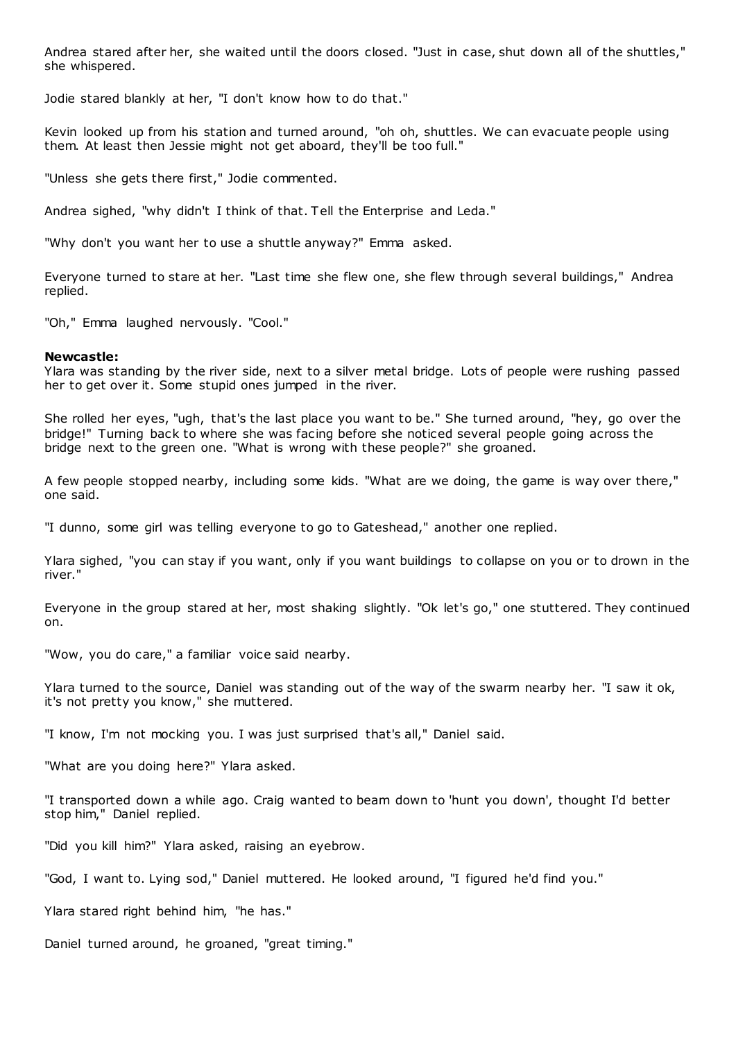Andrea stared after her, she waited until the doors closed. "Just in case, shut down all of the shuttles," she whispered.

Jodie stared blankly at her, "I don't know how to do that."

Kevin looked up from his station and turned around, "oh oh, shuttles. We can evacuate people using them. At least then Jessie might not get aboard, they'll be too full."

"Unless she gets there first," Jodie commented.

Andrea sighed, "why didn't I think of that. Tell the Enterprise and Leda."

"Why don't you want her to use a shuttle anyway?" Emma asked.

Everyone turned to stare at her. "Last time she flew one, she flew through several buildings," Andrea replied.

"Oh," Emma laughed nervously. "Cool."

**Newcastle:**
Ylara was standing by the river side, next to a silver metal bridge. Lots of people were rushing passed her to get over it. Some stupid ones jumped in the river.

She rolled her eyes, "ugh, that's the last place you want to be." She turned around, "hey, go over the bridge!" Turning back to where she was facing before she noticed several people going across the bridge next to the green one. "What is wrong with these people?" she groaned.

A few people stopped nearby, including some kids. "What are we doing, the game is way over there," one said.

"I dunno, some girl was telling everyone to go to Gateshead," another one replied.

Ylara sighed, "you can stay if you want, only if you want buildings to collapse on you or to drown in the river."

Everyone in the group stared at her, most shaking slightly. "Ok let's go," one stuttered. They continued on.

"Wow, you do care," a familiar voice said nearby.

Ylara turned to the source, Daniel was standing out of the way of the swarm nearby her. "I saw it ok, it's not pretty you know," she muttered.

"I know, I'm not mocking you. I was just surprised that's all," Daniel said.

"What are you doing here?" Ylara asked.

"I transported down a while ago. Craig wanted to beam down to 'hunt you down', thought I'd better stop him," Daniel replied.

"Did you kill him?" Ylara asked, raising an eyebrow.

"God, I want to. Lying sod," Daniel muttered. He looked around, "I figured he'd find you."

Ylara stared right behind him, "he has."

Daniel turned around, he groaned, "great timing."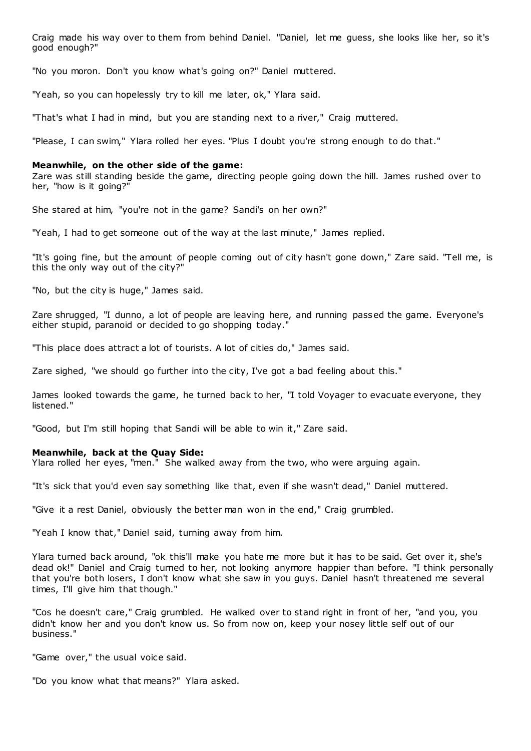Craig made his way over to them from behind Daniel. "Daniel, let me guess, she looks like her, so it's good enough?"

"No you moron. Don't you know what's going on?" Daniel muttered.

"Yeah, so you can hopelessly try to kill me later, ok," Ylara said.

"That's what I had in mind, but you are standing next to a river," Craig muttered.

"Please, I can swim," Ylara rolled her eyes. "Plus I doubt you're strong enough to do that."

**Meanwhile, on the other side of the game:**
Zare was still standing beside the game, directing people going down the hill. James rushed over to her, "how is it going?"

She stared at him, "you're not in the game? Sandi's on her own?"

"Yeah, I had to get someone out of the way at the last minute," James replied.

"It's going fine, but the amount of people coming out of city hasn't gone down," Zare said. "Tell me, is this the only way out of the city?"

"No, but the city is huge," James said.

Zare shrugged, "I dunno, a lot of people are leaving here, and running passed the game. Everyone's either stupid, paranoid or decided to go shopping today."

"This place does attract a lot of tourists. A lot of cities do," James said.

Zare sighed, "we should go further into the city, I've got a bad feeling about this."

James looked towards the game, he turned back to her, "I told Voyager to evacuate everyone, they listened."

"Good, but I'm still hoping that Sandi will be able to win it," Zare said.

**Meanwhile, back at the Quay Side:**
Ylara rolled her eyes, "men." She walked away from the two, who were arguing again.

"It's sick that you'd even say something like that, even if she wasn't dead," Daniel muttered.

"Give it a rest Daniel, obviously the better man won in the end," Craig grumbled.

"Yeah I know that," Daniel said, turning away from him.

Ylara turned back around, "ok this'll make you hate me more but it has to be said. Get over it, she's dead ok!" Daniel and Craig turned to her, not looking anymore happier than before. "I think personally that you're both losers, I don't know what she saw in you guys. Daniel hasn't threatened me several times, I'll give him that though."

"Cos he doesn't care," Craig grumbled. He walked over to stand right in front of her, "and you, you didn't know her and you don't know us. So from now on, keep your nosey little self out of our business."

"Game over," the usual voice said.

"Do you know what that means?" Ylara asked.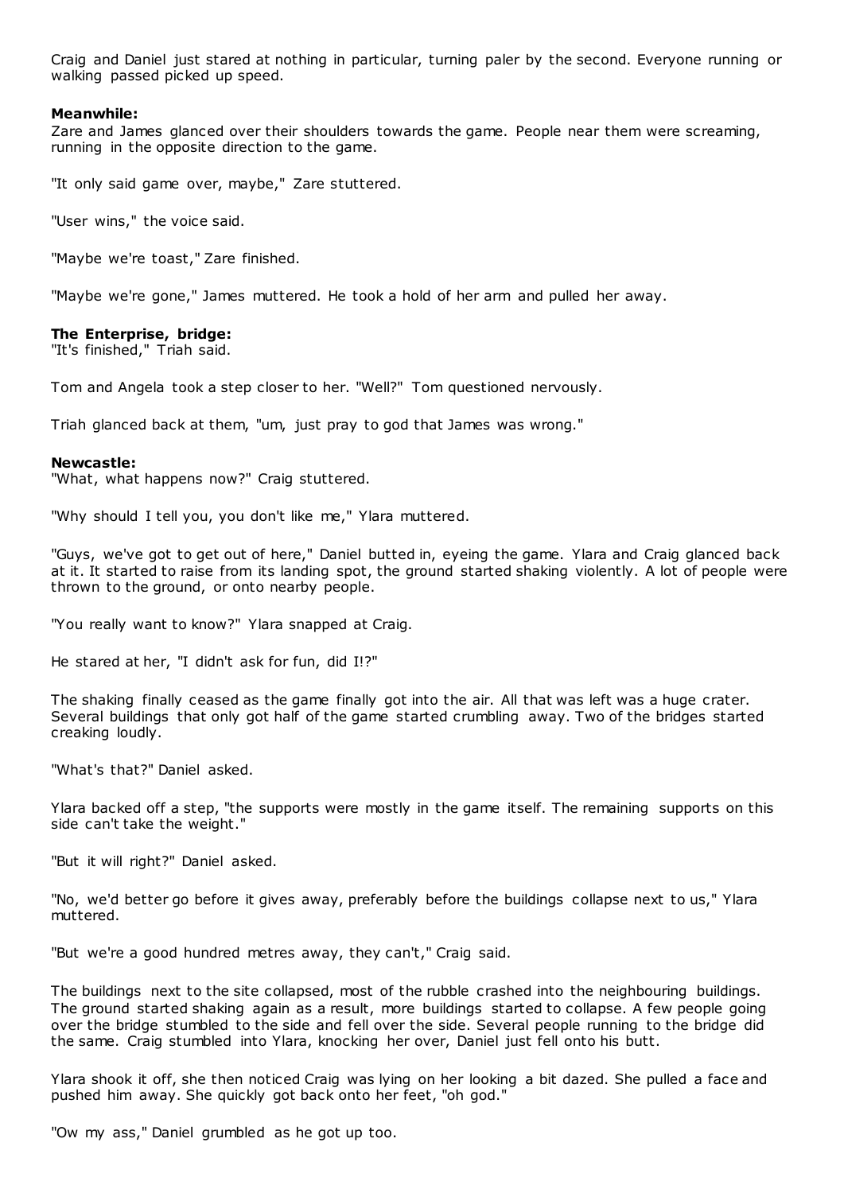Craig and Daniel just stared at nothing in particular, turning paler by the second. Everyone running or walking passed picked up speed.

**Meanwhile:**
Zare and James glanced over their shoulders towards the game. People near them were screaming, running in the opposite direction to the game.

"It only said game over, maybe," Zare stuttered.

"User wins," the voice said.

"Maybe we're toast," Zare finished.

"Maybe we're gone," James muttered. He took a hold of her arm and pulled her away.

**The Enterprise, bridge:**
"It's finished," Triah said.

Tom and Angela took a step closer to her. "Well?" Tom questioned nervously.

Triah glanced back at them, "um, just pray to god that James was wrong."

**Newcastle:**
"What, what happens now?" Craig stuttered.

"Why should I tell you, you don't like me," Ylara muttered.

"Guys, we've got to get out of here," Daniel butted in, eyeing the game. Ylara and Craig glanced back at it. It started to raise from its landing spot, the ground started shaking violently. A lot of people were thrown to the ground, or onto nearby people.

"You really want to know?" Ylara snapped at Craig.

He stared at her, "I didn't ask for fun, did I!?"

The shaking finally ceased as the game finally got into the air. All that was left was a huge crater. Several buildings that only got half of the game started crumbling away. Two of the bridges started creaking loudly.

"What's that?" Daniel asked.

Ylara backed off a step, "the supports were mostly in the game itself. The remaining supports on this side can't take the weight."

"But it will right?" Daniel asked.

"No, we'd better go before it gives away, preferably before the buildings collapse next to us," Ylara muttered.

"But we're a good hundred metres away, they can't," Craig said.

The buildings next to the site collapsed, most of the rubble crashed into the neighbouring buildings. The ground started shaking again as a result, more buildings started to collapse. A few people going over the bridge stumbled to the side and fell over the side. Several people running to the bridge did the same. Craig stumbled into Ylara, knocking her over, Daniel just fell onto his butt.

Ylara shook it off, she then noticed Craig was lying on her looking a bit dazed. She pulled a face and pushed him away. She quickly got back onto her feet, "oh god."

"Ow my ass," Daniel grumbled as he got up too.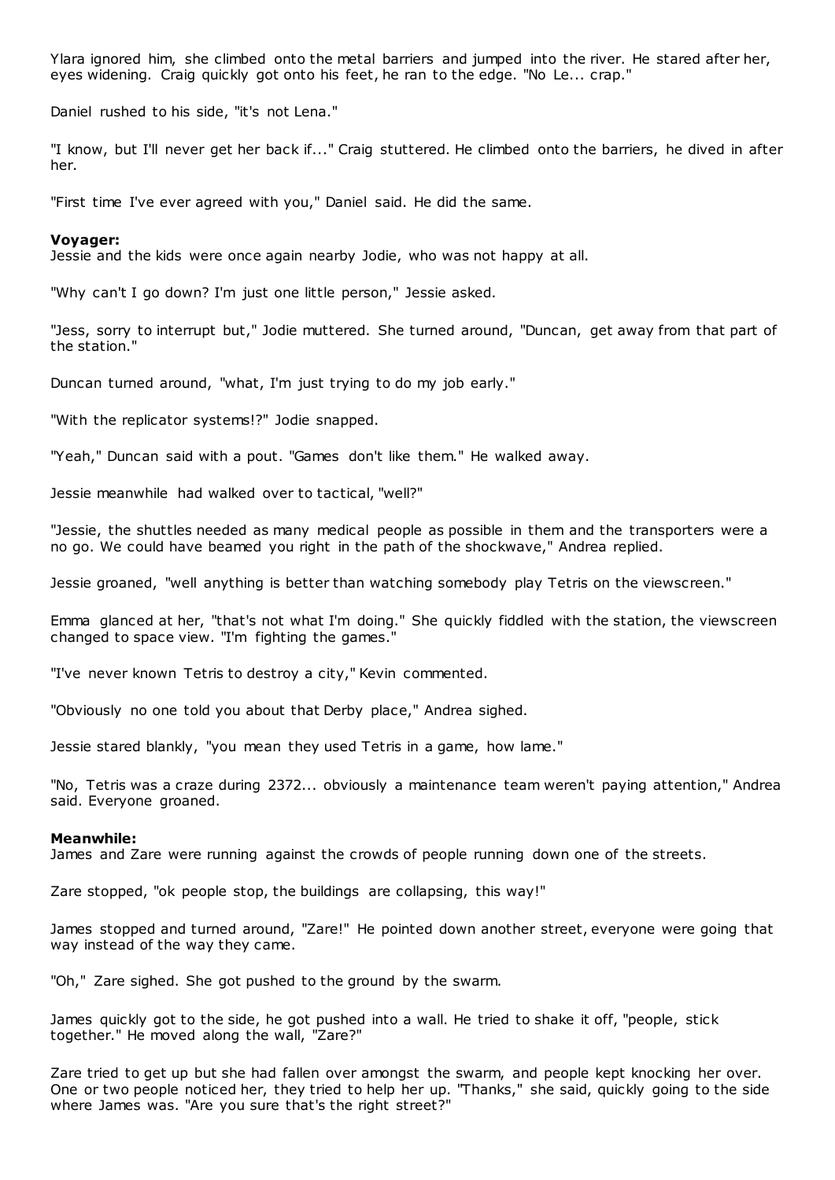Ylara ignored him, she climbed onto the metal barriers and jumped into the river. He stared after her, eyes widening. Craig quickly got onto his feet, he ran to the edge. "No Le... crap."

Daniel rushed to his side, "it's not Lena."

"I know, but I'll never get her back if..." Craig stuttered. He climbed onto the barriers, he dived in after her.

"First time I've ever agreed with you," Daniel said. He did the same.

**Voyager:**
Jessie and the kids were once again nearby Jodie, who was not happy at all.

"Why can't I go down? I'm just one little person," Jessie asked.

"Jess, sorry to interrupt but," Jodie muttered. She turned around, "Duncan, get away from that part of the station."

Duncan turned around, "what, I'm just trying to do my job early."

"With the replicator systems!?" Jodie snapped.

"Yeah," Duncan said with a pout. "Games don't like them." He walked away.

Jessie meanwhile had walked over to tactical, "well?"

"Jessie, the shuttles needed as many medical people as possible in them and the transporters were a no go. We could have beamed you right in the path of the shockwave," Andrea replied.

Jessie groaned, "well anything is better than watching somebody play Tetris on the viewscreen."

Emma glanced at her, "that's not what I'm doing." She quickly fiddled with the station, the viewscreen changed to space view. "I'm fighting the games."

"I've never known Tetris to destroy a city," Kevin commented.

"Obviously no one told you about that Derby place," Andrea sighed.

Jessie stared blankly, "you mean they used Tetris in a game, how lame."

"No, Tetris was a craze during 2372... obviously a maintenance team weren't paying attention," Andrea said. Everyone groaned.

**Meanwhile:**
James and Zare were running against the crowds of people running down one of the streets.

Zare stopped, "ok people stop, the buildings are collapsing, this way!"

James stopped and turned around, "Zare!" He pointed down another street, everyone were going that way instead of the way they came.

"Oh," Zare sighed. She got pushed to the ground by the swarm.

James quickly got to the side, he got pushed into a wall. He tried to shake it off, "people, stick together." He moved along the wall, "Zare?"

Zare tried to get up but she had fallen over amongst the swarm, and people kept knocking her over. One or two people noticed her, they tried to help her up. "Thanks," she said, quickly going to the side where James was. "Are you sure that's the right street?"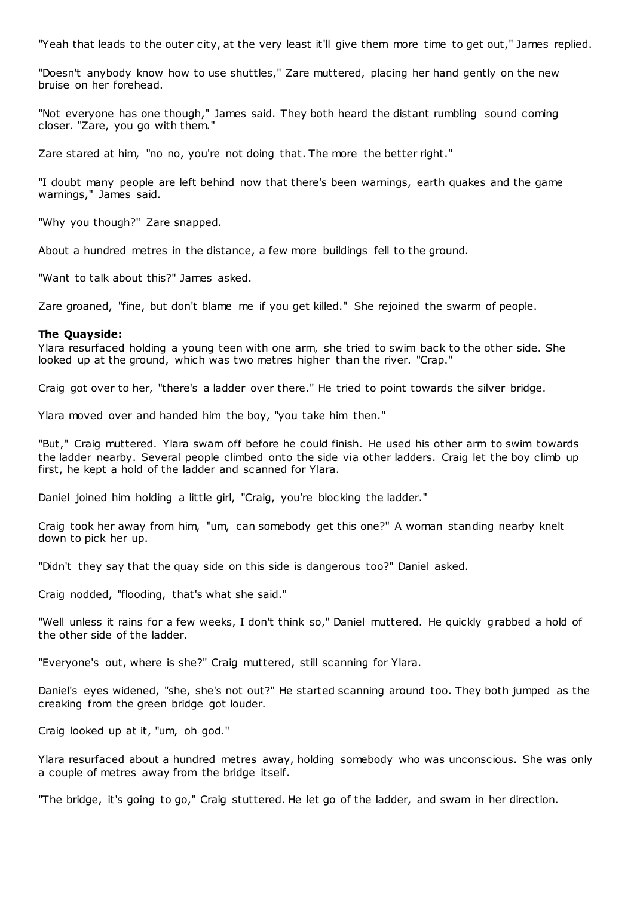"Yeah that leads to the outer city, at the very least it'll give them more time to get out," James replied.

"Doesn't anybody know how to use shuttles," Zare muttered, placing her hand gently on the new bruise on her forehead.

"Not everyone has one though," James said. They both heard the distant rumbling sound coming closer. "Zare, you go with them."

Zare stared at him, "no no, you're not doing that. The more the better right."

"I doubt many people are left behind now that there's been warnings, earth quakes and the game warnings," James said.

"Why you though?" Zare snapped.

About a hundred metres in the distance, a few more buildings fell to the ground.

"Want to talk about this?" James asked.

Zare groaned, "fine, but don't blame me if you get killed." She rejoined the swarm of people.

**The Quayside:**
Ylara resurfaced holding a young teen with one arm, she tried to swim back to the other side. She looked up at the ground, which was two metres higher than the river. "Crap."

Craig got over to her, "there's a ladder over there." He tried to point towards the silver bridge.

Ylara moved over and handed him the boy, "you take him then."

"But," Craig muttered. Ylara swam off before he could finish. He used his other arm to swim towards the ladder nearby. Several people climbed onto the side via other ladders. Craig let the boy climb up first, he kept a hold of the ladder and scanned for Ylara.

Daniel joined him holding a little girl, "Craig, you're blocking the ladder."

Craig took her away from him, "um, can somebody get this one?" A woman standing nearby knelt down to pick her up.

"Didn't they say that the quay side on this side is dangerous too?" Daniel asked.

Craig nodded, "flooding, that's what she said."

"Well unless it rains for a few weeks, I don't think so," Daniel muttered. He quickly grabbed a hold of the other side of the ladder.

"Everyone's out, where is she?" Craig muttered, still scanning for Ylara.

Daniel's eyes widened, "she, she's not out?" He started scanning around too. They both jumped as the creaking from the green bridge got louder.

Craig looked up at it, "um, oh god."

Ylara resurfaced about a hundred metres away, holding somebody who was unconscious. She was only a couple of metres away from the bridge itself.

"The bridge, it's going to go," Craig stuttered. He let go of the ladder, and swam in her direction.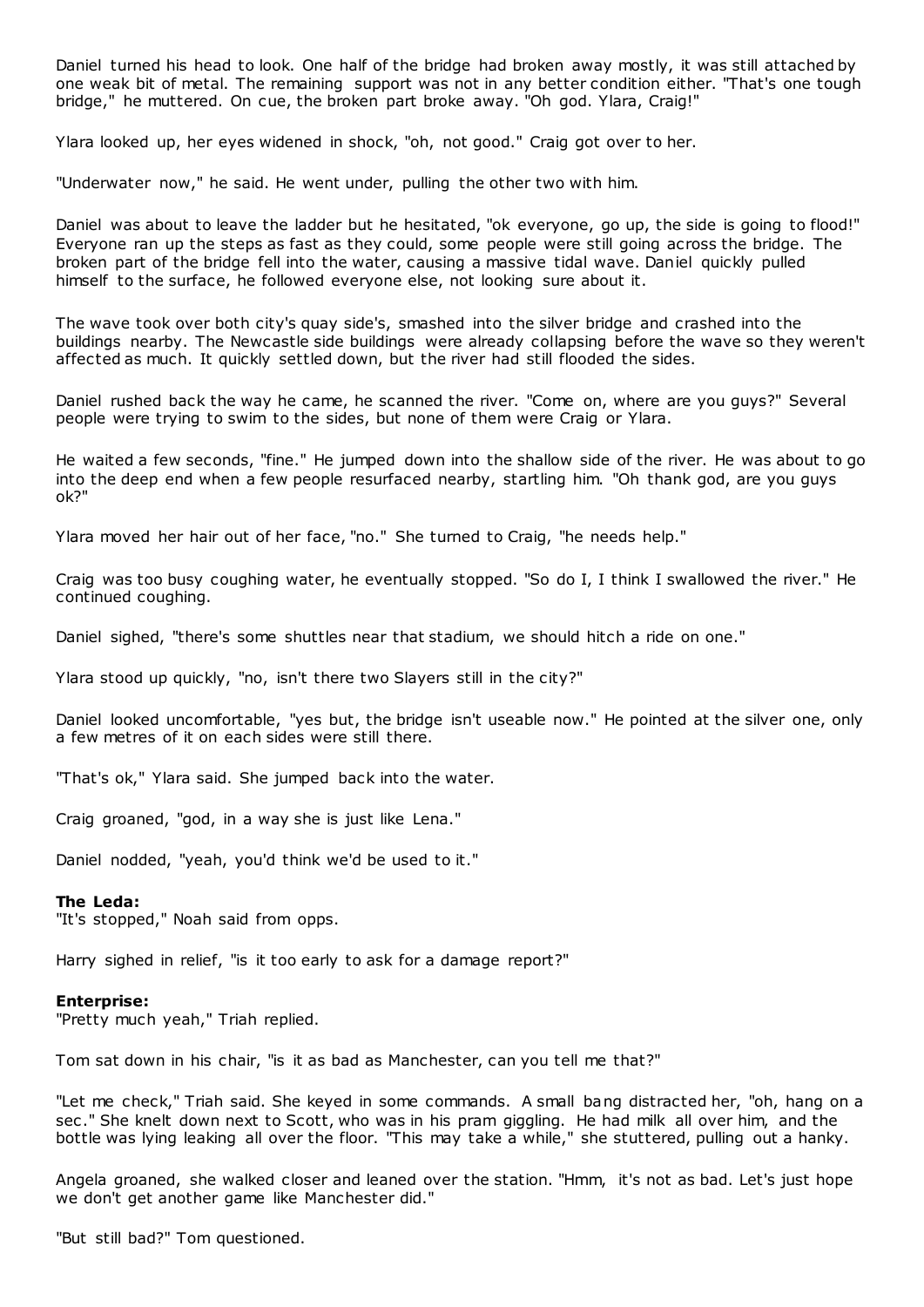Daniel turned his head to look. One half of the bridge had broken away mostly, it was still attached by one weak bit of metal. The remaining support was not in any better condition either. "That's one tough bridge," he muttered. On cue, the broken part broke away. "Oh god. Ylara, Craig!"

Ylara looked up, her eyes widened in shock, "oh, not good." Craig got over to her.

"Underwater now," he said. He went under, pulling the other two with him.

Daniel was about to leave the ladder but he hesitated, "ok everyone, go up, the side is going to flood!" Everyone ran up the steps as fast as they could, some people were still going across the bridge. The broken part of the bridge fell into the water, causing a massive tidal wave. Daniel quickly pulled himself to the surface, he followed everyone else, not looking sure about it.

The wave took over both city's quay side's, smashed into the silver bridge and crashed into the buildings nearby. The Newcastle side buildings were already collapsing before the wave so they weren't affected as much. It quickly settled down, but the river had still flooded the sides.

Daniel rushed back the way he came, he scanned the river. "Come on, where are you guys?" Several people were trying to swim to the sides, but none of them were Craig or Ylara.

He waited a few seconds, "fine." He jumped down into the shallow side of the river. He was about to go into the deep end when a few people resurfaced nearby, startling him. "Oh thank god, are you guys ok?"

Ylara moved her hair out of her face, "no." She turned to Craig, "he needs help."

Craig was too busy coughing water, he eventually stopped. "So do I, I think I swallowed the river." He continued coughing.

Daniel sighed, "there's some shuttles near that stadium, we should hitch a ride on one."

Ylara stood up quickly, "no, isn't there two Slayers still in the city?"

Daniel looked uncomfortable, "yes but, the bridge isn't useable now." He pointed at the silver one, only a few metres of it on each sides were still there.

"That's ok," Ylara said. She jumped back into the water.

Craig groaned, "god, in a way she is just like Lena."

Daniel nodded, "yeah, you'd think we'd be used to it."

**The Leda:**
"It's stopped," Noah said from opps.

Harry sighed in relief, "is it too early to ask for a damage report?"

**Enterprise:**
"Pretty much yeah," Triah replied.

Tom sat down in his chair, "is it as bad as Manchester, can you tell me that?"

"Let me check," Triah said. She keyed in some commands. A small bang distracted her, "oh, hang on a sec." She knelt down next to Scott, who was in his pram giggling. He had milk all over him, and the bottle was lying leaking all over the floor. "This may take a while," she stuttered, pulling out a hanky.

Angela groaned, she walked closer and leaned over the station. "Hmm, it's not as bad. Let's just hope we don't get another game like Manchester did."

"But still bad?" Tom questioned.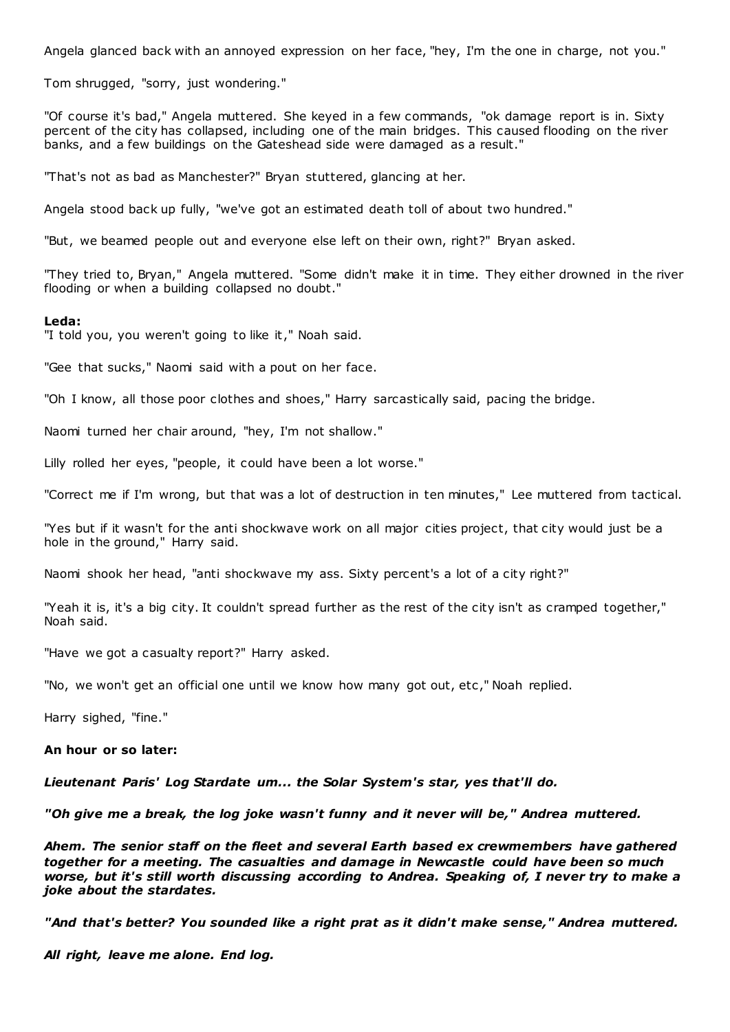Angela glanced back with an annoyed expression on her face, "hey, I'm the one in charge, not you."

Tom shrugged, "sorry, just wondering."

"Of course it's bad," Angela muttered. She keyed in a few commands, "ok damage report is in. Sixty percent of the city has collapsed, including one of the main bridges. This caused flooding on the river banks, and a few buildings on the Gateshead side were damaged as a result."

"That's not as bad as Manchester?" Bryan stuttered, glancing at her.

Angela stood back up fully, "we've got an estimated death toll of about two hundred."

"But, we beamed people out and everyone else left on their own, right?" Bryan asked.

"They tried to, Bryan," Angela muttered. "Some didn't make it in time. They either drowned in the river flooding or when a building collapsed no doubt."

**Leda:**
"I told you, you weren't going to like it," Noah said.

"Gee that sucks," Naomi said with a pout on her face.

"Oh I know, all those poor clothes and shoes," Harry sarcastically said, pacing the bridge.

Naomi turned her chair around, "hey, I'm not shallow."

Lilly rolled her eyes, "people, it could have been a lot worse."

"Correct me if I'm wrong, but that was a lot of destruction in ten minutes," Lee muttered from tactical.

"Yes but if it wasn't for the anti shockwave work on all major cities project, that city would just be a hole in the ground," Harry said.

Naomi shook her head, "anti shockwave my ass. Sixty percent's a lot of a city right?"

"Yeah it is, it's a big city. It couldn't spread further as the rest of the city isn't as cramped together," Noah said.

"Have we got a casualty report?" Harry asked.

"No, we won't get an official one until we know how many got out, etc," Noah replied.

Harry sighed, "fine."

**An hour or so later:**

***Lieutenant Paris' Log Stardate um... the Solar System's star, yes that'll do.***

***"Oh give me a break, the log joke wasn't funny and it never will be," Andrea muttered.***

***Ahem. The senior staff on the fleet and several Earth based ex crewmembers have gathered together for a meeting. The casualties and damage in Newcastle could have been so much worse, but it's still worth discussing according to Andrea. Speaking of, I never try to make a joke about the stardates.***

***"And that's better? You sounded like a right prat as it didn't make sense," Andrea muttered.***

***All right, leave me alone. End log.***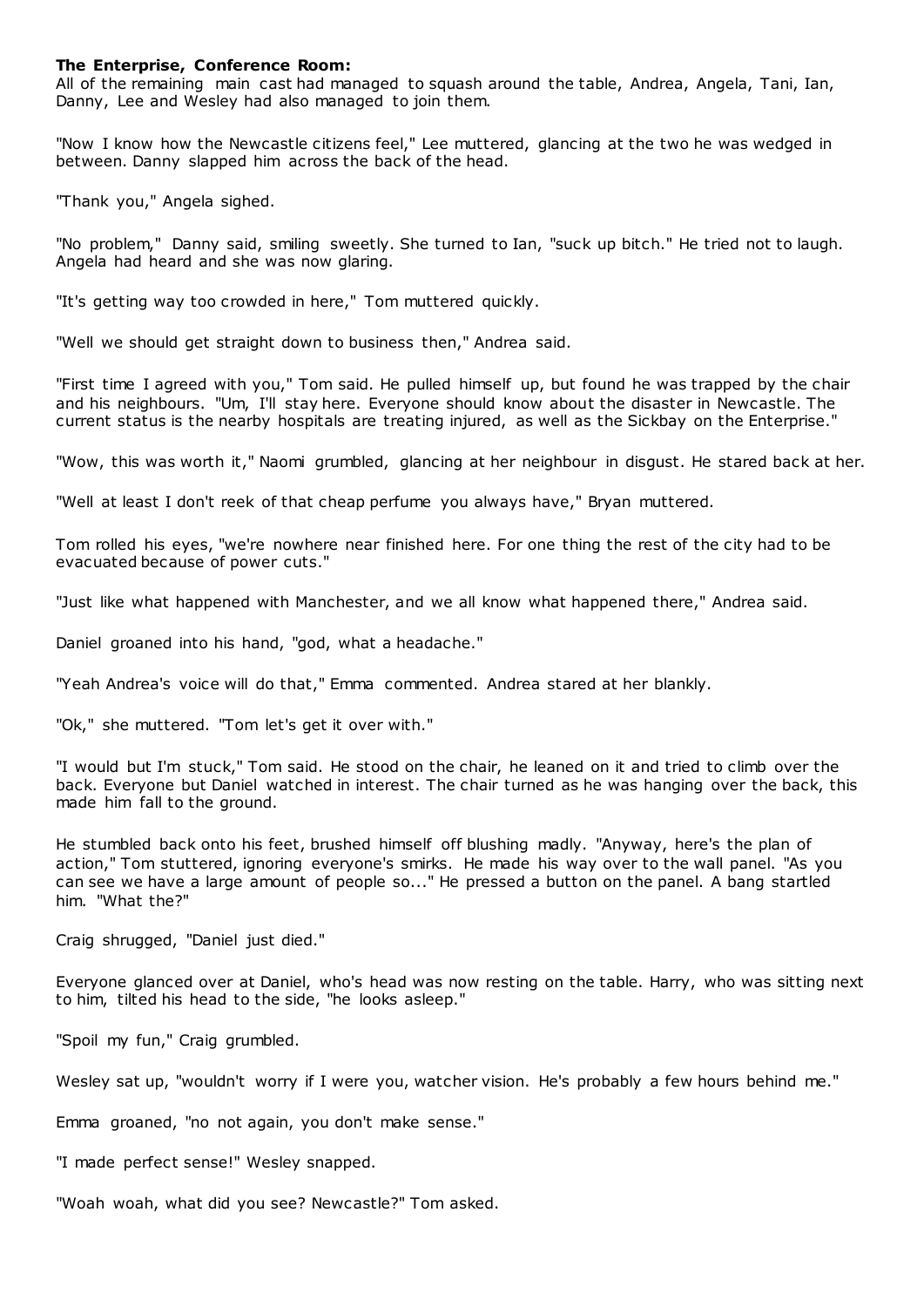**The Enterprise, Conference Room:**

All of the remaining main cast had managed to squash around the table, Andrea, Angela, Tani, Ian, Danny, Lee and Wesley had also managed to join them.

"Now I know how the Newcastle citizens feel," Lee muttered, glancing at the two he was wedged in between. Danny slapped him across the back of the head.

"Thank you," Angela sighed.

"No problem," Danny said, smiling sweetly. She turned to Ian, "suck up bitch." He tried not to laugh. Angela had heard and she was now glaring.

"It's getting way too crowded in here," Tom muttered quickly.

"Well we should get straight down to business then," Andrea said.

"First time I agreed with you," Tom said. He pulled himself up, but found he was trapped by the chair and his neighbours. "Um, I'll stay here. Everyone should know about the disaster in Newcastle. The current status is the nearby hospitals are treating injured, as well as the Sickbay on the Enterprise."

"Wow, this was worth it," Naomi grumbled, glancing at her neighbour in disgust. He stared back at her.

"Well at least I don't reek of that cheap perfume you always have," Bryan muttered.

Tom rolled his eyes, "we're nowhere near finished here. For one thing the rest of the city had to be evacuated because of power cuts."

"Just like what happened with Manchester, and we all know what happened there," Andrea said.

Daniel groaned into his hand, "god, what a headache."

"Yeah Andrea's voice will do that," Emma commented. Andrea stared at her blankly.

"Ok," she muttered. "Tom let's get it over with."

"I would but I'm stuck," Tom said. He stood on the chair, he leaned on it and tried to climb over the back. Everyone but Daniel watched in interest. The chair turned as he was hanging over the back, this made him fall to the ground.

He stumbled back onto his feet, brushed himself off blushing madly. "Anyway, here's the plan of action," Tom stuttered, ignoring everyone's smirks. He made his way over to the wall panel. "As you can see we have a large amount of people so..." He pressed a button on the panel. A bang startled him. "What the?"

Craig shrugged, "Daniel just died."

Everyone glanced over at Daniel, who's head was now resting on the table. Harry, who was sitting next to him, tilted his head to the side, "he looks asleep."

"Spoil my fun," Craig grumbled.

Wesley sat up, "wouldn't worry if I were you, watcher vision. He's probably a few hours behind me."

Emma groaned, "no not again, you don't make sense."

"I made perfect sense!" Wesley snapped.

"Woah woah, what did you see? Newcastle?" Tom asked.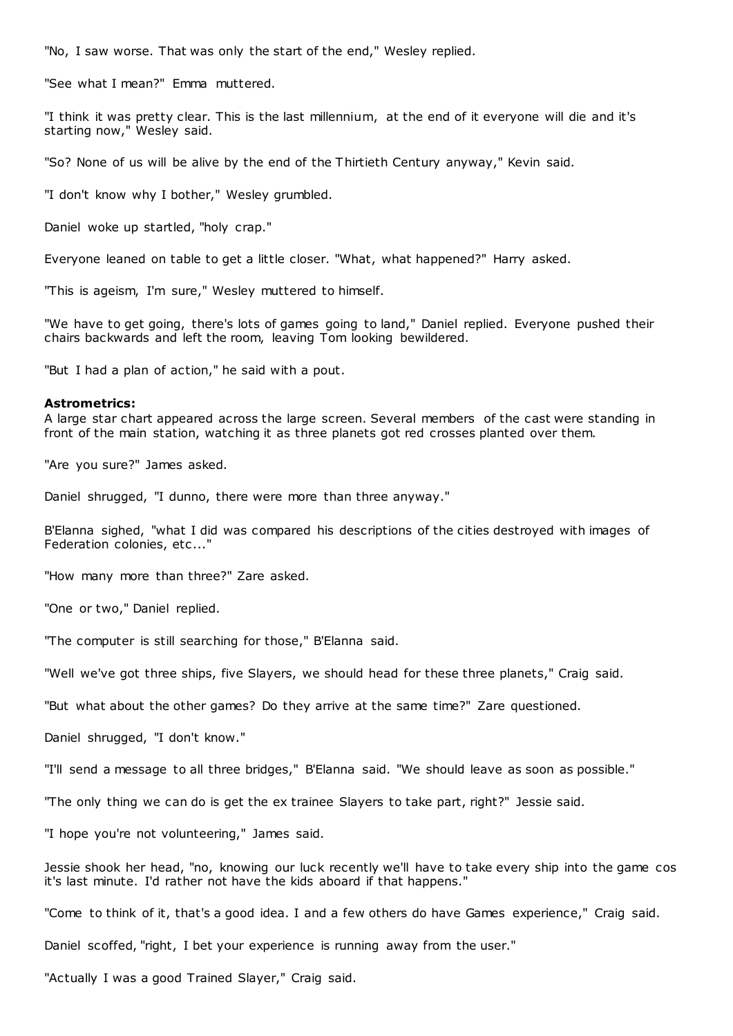"No, I saw worse. That was only the start of the end," Wesley replied.

"See what I mean?" Emma muttered.

"I think it was pretty clear. This is the last millennium, at the end of it everyone will die and it's starting now," Wesley said.

"So? None of us will be alive by the end of the Thirtieth Century anyway," Kevin said.

"I don't know why I bother," Wesley grumbled.

Daniel woke up startled, "holy crap."

Everyone leaned on table to get a little closer. "What, what happened?" Harry asked.

"This is ageism, I'm sure," Wesley muttered to himself.

"We have to get going, there's lots of games going to land," Daniel replied. Everyone pushed their chairs backwards and left the room, leaving Tom looking bewildered.

"But I had a plan of action," he said with a pout.

**Astrometrics:**
A large star chart appeared across the large screen. Several members of the cast were standing in front of the main station, watching it as three planets got red crosses planted over them.

"Are you sure?" James asked.

Daniel shrugged, "I dunno, there were more than three anyway."

B'Elanna sighed, "what I did was compared his descriptions of the cities destroyed with images of Federation colonies, etc..."

"How many more than three?" Zare asked.

"One or two," Daniel replied.

"The computer is still searching for those," B'Elanna said.

"Well we've got three ships, five Slayers, we should head for these three planets," Craig said.

"But what about the other games? Do they arrive at the same time?" Zare questioned.

Daniel shrugged, "I don't know."

"I'll send a message to all three bridges," B'Elanna said. "We should leave as soon as possible."

"The only thing we can do is get the ex trainee Slayers to take part, right?" Jessie said.

"I hope you're not volunteering," James said.

Jessie shook her head, "no, knowing our luck recently we'll have to take every ship into the game cos it's last minute. I'd rather not have the kids aboard if that happens."

"Come to think of it, that's a good idea. I and a few others do have Games experience," Craig said.

Daniel scoffed, "right, I bet your experience is running away from the user."

"Actually I was a good Trained Slayer," Craig said.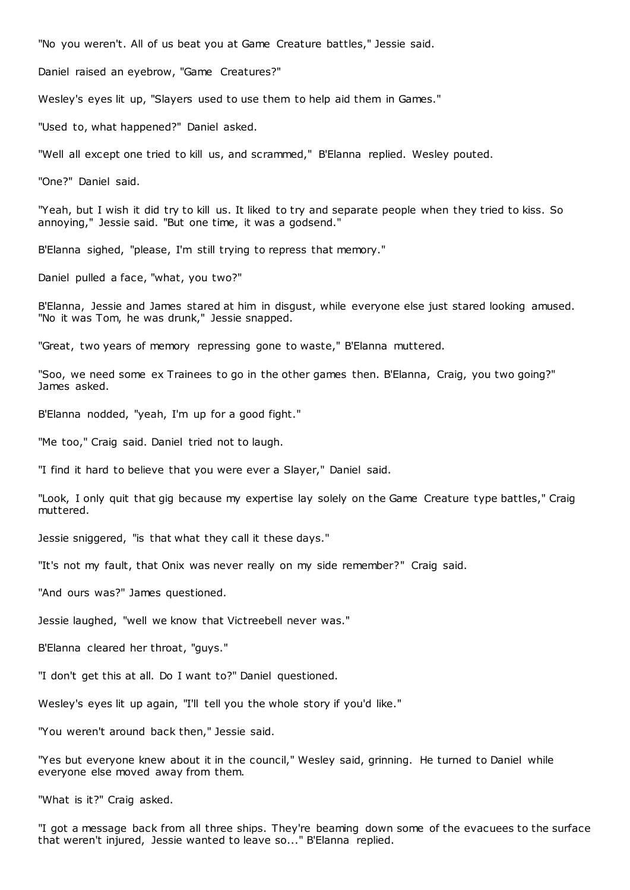"No you weren't. All of us beat you at Game Creature battles," Jessie said.

Daniel raised an eyebrow, "Game Creatures?"

Wesley's eyes lit up, "Slayers used to use them to help aid them in Games."

"Used to, what happened?" Daniel asked.

"Well all except one tried to kill us, and scrammed," B'Elanna replied. Wesley pouted.

"One?" Daniel said.

"Yeah, but I wish it did try to kill us. It liked to try and separate people when they tried to kiss. So annoying," Jessie said. "But one time, it was a godsend."

B'Elanna sighed, "please, I'm still trying to repress that memory."

Daniel pulled a face, "what, you two?"

B'Elanna, Jessie and James stared at him in disgust, while everyone else just stared looking amused. "No it was Tom, he was drunk," Jessie snapped.

"Great, two years of memory repressing gone to waste," B'Elanna muttered.

"Soo, we need some ex Trainees to go in the other games then. B'Elanna, Craig, you two going?" James asked.

B'Elanna nodded, "yeah, I'm up for a good fight."

"Me too," Craig said. Daniel tried not to laugh.

"I find it hard to believe that you were ever a Slayer," Daniel said.

"Look, I only quit that gig because my expertise lay solely on the Game Creature type battles," Craig muttered.

Jessie sniggered, "is that what they call it these days."

"It's not my fault, that Onix was never really on my side remember?" Craig said.

"And ours was?" James questioned.

Jessie laughed, "well we know that Victreebell never was."

B'Elanna cleared her throat, "guys."

"I don't get this at all. Do I want to?" Daniel questioned.

Wesley's eyes lit up again, "I'll tell you the whole story if you'd like."

"You weren't around back then," Jessie said.

"Yes but everyone knew about it in the council," Wesley said, grinning. He turned to Daniel while everyone else moved away from them.

"What is it?" Craig asked.

"I got a message back from all three ships. They're beaming down some of the evacuees to the surface that weren't injured, Jessie wanted to leave so..." B'Elanna replied.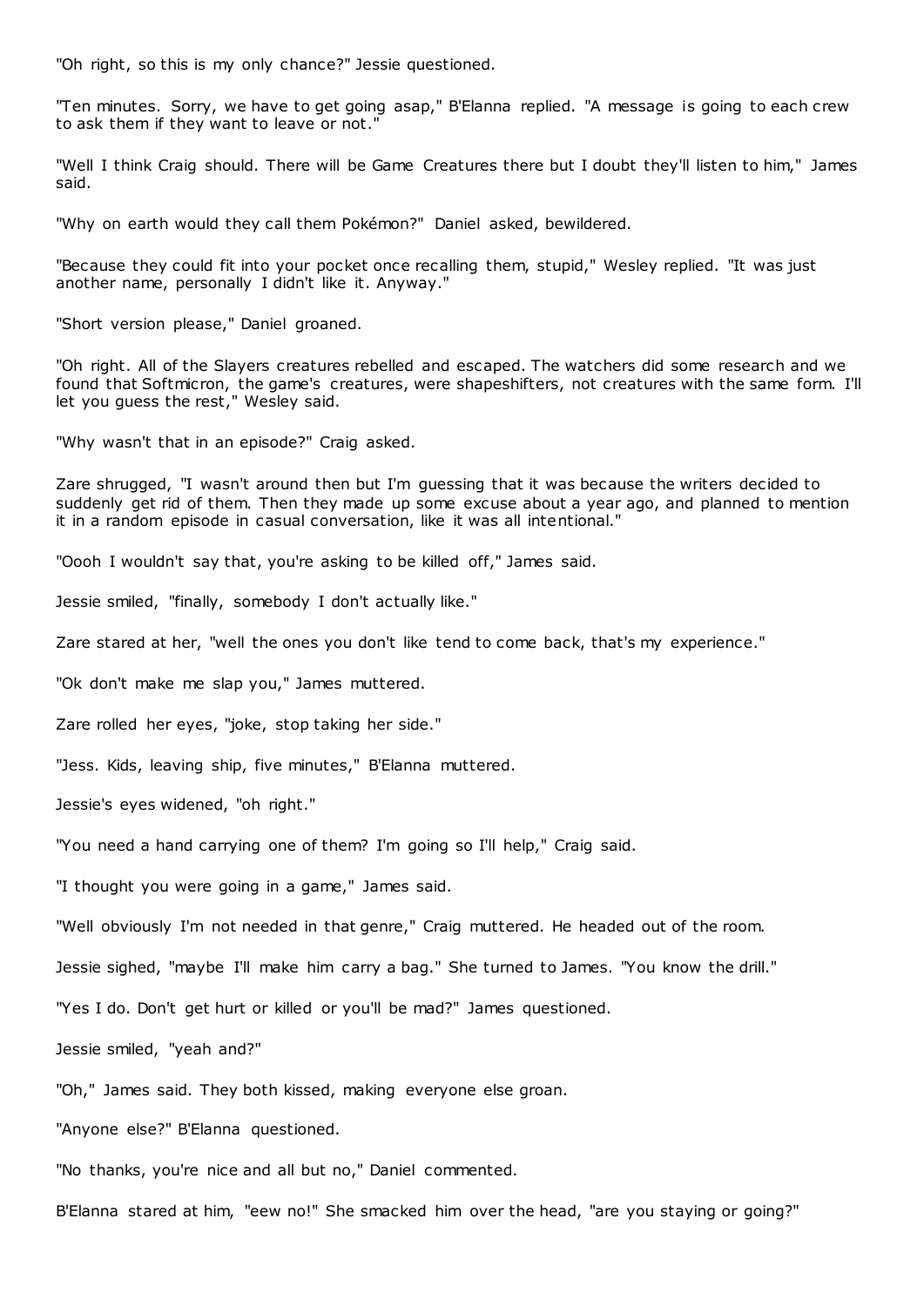"Oh right, so this is my only chance?" Jessie questioned.

"Ten minutes. Sorry, we have to get going asap," B'Elanna replied. "A message is going to each crew to ask them if they want to leave or not."

"Well I think Craig should. There will be Game Creatures there but I doubt they'll listen to him," James said.

"Why on earth would they call them Pokémon?" Daniel asked, bewildered.

"Because they could fit into your pocket once recalling them, stupid," Wesley replied. "It was just another name, personally I didn't like it. Anyway."

"Short version please," Daniel groaned.

"Oh right. All of the Slayers creatures rebelled and escaped. The watchers did some research and we found that Softmicron, the game's creatures, were shapeshifters, not creatures with the same form. I'll let you guess the rest," Wesley said.

"Why wasn't that in an episode?" Craig asked.

Zare shrugged, "I wasn't around then but I'm guessing that it was because the writers decided to suddenly get rid of them. Then they made up some excuse about a year ago, and planned to mention it in a random episode in casual conversation, like it was all intentional."

"Oooh I wouldn't say that, you're asking to be killed off," James said.

Jessie smiled, "finally, somebody I don't actually like."

Zare stared at her, "well the ones you don't like tend to come back, that's my experience."

"Ok don't make me slap you," James muttered.

Zare rolled her eyes, "joke, stop taking her side."

"Jess. Kids, leaving ship, five minutes," B'Elanna muttered.

Jessie's eyes widened, "oh right."

"You need a hand carrying one of them? I'm going so I'll help," Craig said.

"I thought you were going in a game," James said.

"Well obviously I'm not needed in that genre," Craig muttered. He headed out of the room.

Jessie sighed, "maybe I'll make him carry a bag." She turned to James. "You know the drill."

"Yes I do. Don't get hurt or killed or you'll be mad?" James questioned.

Jessie smiled, "yeah and?"

"Oh," James said. They both kissed, making everyone else groan.

"Anyone else?" B'Elanna questioned.

"No thanks, you're nice and all but no," Daniel commented.

B'Elanna stared at him, "eew no!" She smacked him over the head, "are you staying or going?"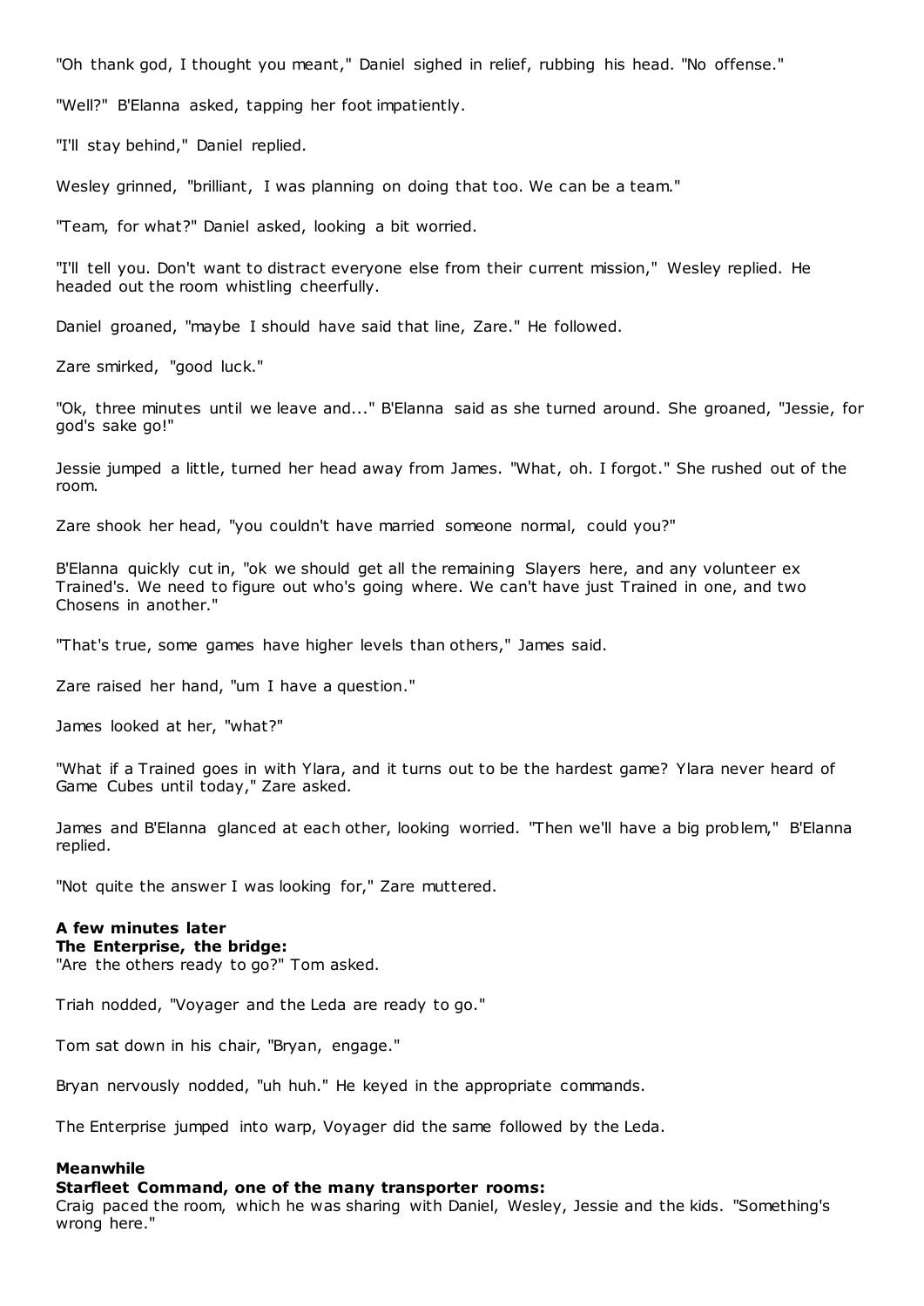"Oh thank god, I thought you meant," Daniel sighed in relief, rubbing his head. "No offense."

"Well?" B'Elanna asked, tapping her foot impatiently.

"I'll stay behind," Daniel replied.

Wesley grinned, "brilliant, I was planning on doing that too. We can be a team."

"Team, for what?" Daniel asked, looking a bit worried.

"I'll tell you. Don't want to distract everyone else from their current mission," Wesley replied. He headed out the room whistling cheerfully.

Daniel groaned, "maybe I should have said that line, Zare." He followed.

Zare smirked, "good luck."

"Ok, three minutes until we leave and..." B'Elanna said as she turned around. She groaned, "Jessie, for god's sake go!"

Jessie jumped a little, turned her head away from James. "What, oh. I forgot." She rushed out of the room.

Zare shook her head, "you couldn't have married someone normal, could you?"

B'Elanna quickly cut in, "ok we should get all the remaining Slayers here, and any volunteer ex Trained's. We need to figure out who's going where. We can't have just Trained in one, and two Chosens in another."

"That's true, some games have higher levels than others," James said.

Zare raised her hand, "um I have a question."

James looked at her, "what?"

"What if a Trained goes in with Ylara, and it turns out to be the hardest game? Ylara never heard of Game Cubes until today," Zare asked.

James and B'Elanna glanced at each other, looking worried. "Then we'll have a big problem," B'Elanna replied.

"Not quite the answer I was looking for," Zare muttered.

**A few minutes later**
**The Enterprise, the bridge:**
"Are the others ready to go?" Tom asked.

Triah nodded, "Voyager and the Leda are ready to go."

Tom sat down in his chair, "Bryan, engage."

Bryan nervously nodded, "uh huh." He keyed in the appropriate commands.

The Enterprise jumped into warp, Voyager did the same followed by the Leda.

**Meanwhile**
**Starfleet Command, one of the many transporter rooms:**
Craig paced the room, which he was sharing with Daniel, Wesley, Jessie and the kids. "Something's wrong here."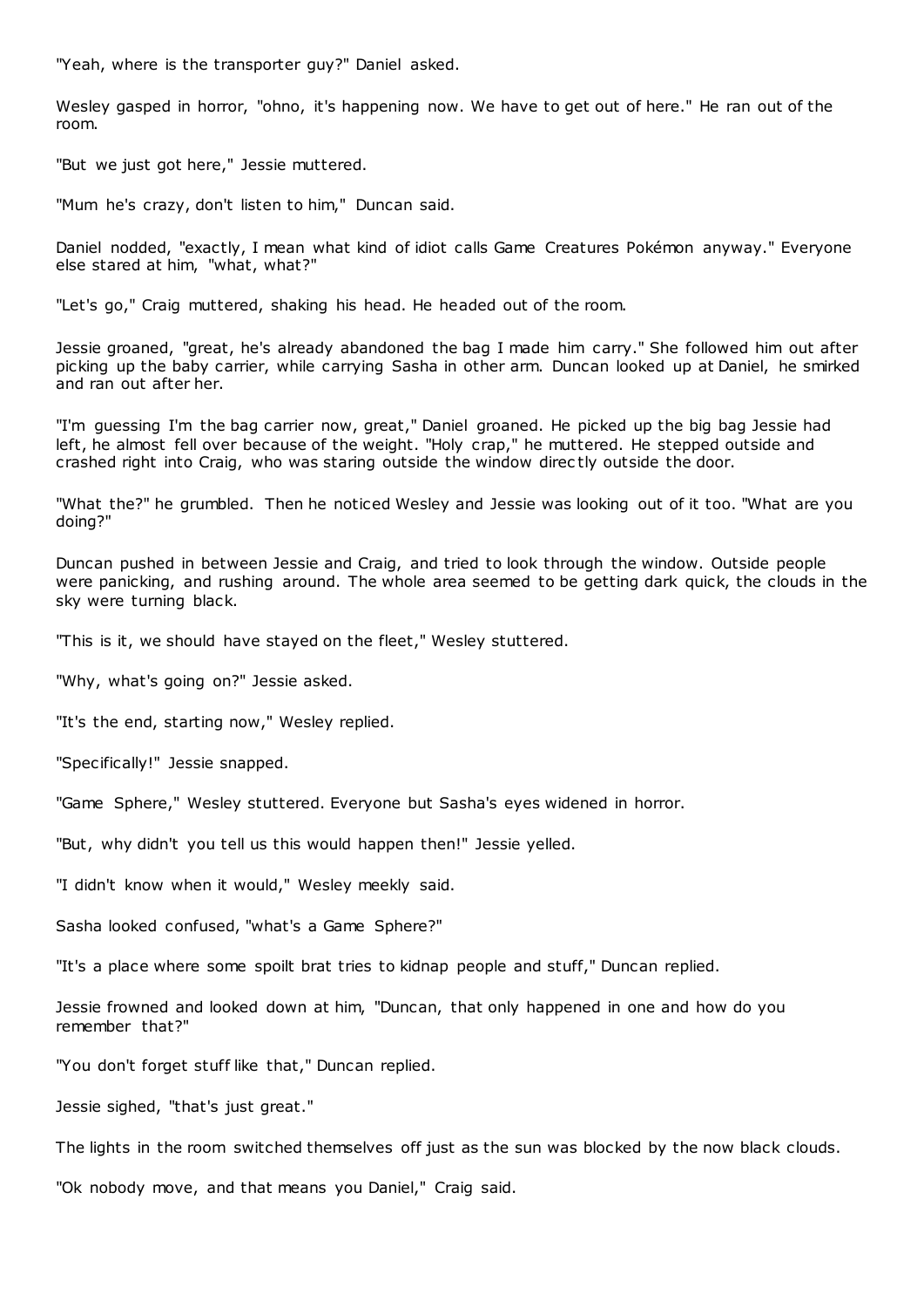"Yeah, where is the transporter guy?" Daniel asked.

Wesley gasped in horror, "ohno, it's happening now. We have to get out of here." He ran out of the room.

"But we just got here," Jessie muttered.

"Mum he's crazy, don't listen to him," Duncan said.

Daniel nodded, "exactly, I mean what kind of idiot calls Game Creatures Pokémon anyway." Everyone else stared at him, "what, what?"

"Let's go," Craig muttered, shaking his head. He headed out of the room.

Jessie groaned, "great, he's already abandoned the bag I made him carry." She followed him out after picking up the baby carrier, while carrying Sasha in other arm. Duncan looked up at Daniel, he smirked and ran out after her.

"I'm guessing I'm the bag carrier now, great," Daniel groaned. He picked up the big bag Jessie had left, he almost fell over because of the weight. "Holy crap," he muttered. He stepped outside and crashed right into Craig, who was staring outside the window directly outside the door.

"What the?" he grumbled. Then he noticed Wesley and Jessie was looking out of it too. "What are you doing?"

Duncan pushed in between Jessie and Craig, and tried to look through the window. Outside people were panicking, and rushing around. The whole area seemed to be getting dark quick, the clouds in the sky were turning black.

"This is it, we should have stayed on the fleet," Wesley stuttered.

"Why, what's going on?" Jessie asked.

"It's the end, starting now," Wesley replied.

"Specifically!" Jessie snapped.

"Game Sphere," Wesley stuttered. Everyone but Sasha's eyes widened in horror.

"But, why didn't you tell us this would happen then!" Jessie yelled.

"I didn't know when it would," Wesley meekly said.

Sasha looked confused, "what's a Game Sphere?"

"It's a place where some spoilt brat tries to kidnap people and stuff," Duncan replied.

Jessie frowned and looked down at him, "Duncan, that only happened in one and how do you remember that?"

"You don't forget stuff like that," Duncan replied.

Jessie sighed, "that's just great."

The lights in the room switched themselves off just as the sun was blocked by the now black clouds.

"Ok nobody move, and that means you Daniel," Craig said.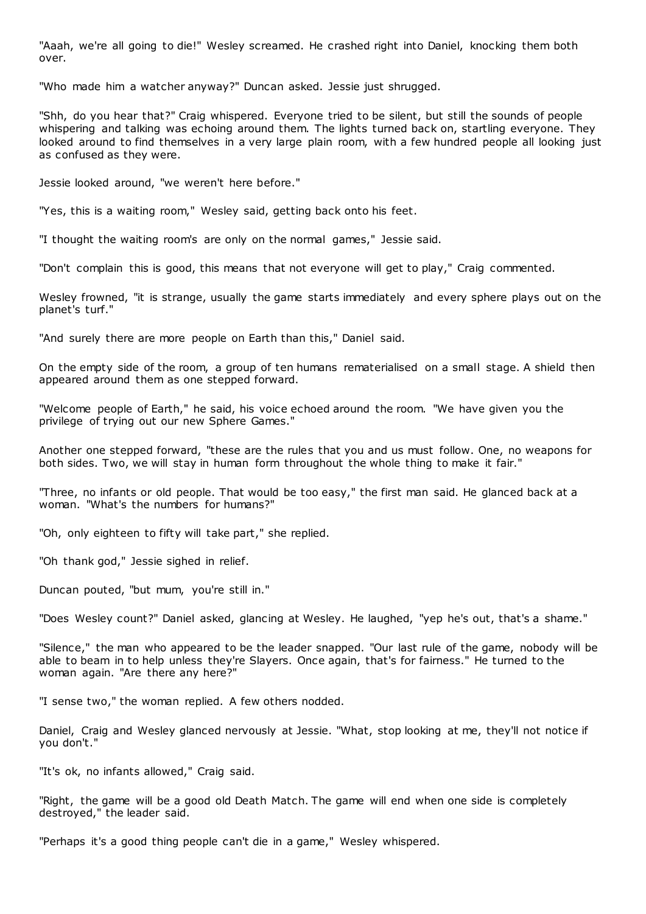"Aaah, we're all going to die!" Wesley screamed. He crashed right into Daniel, knocking them both over.

"Who made him a watcher anyway?" Duncan asked. Jessie just shrugged.

"Shh, do you hear that?" Craig whispered. Everyone tried to be silent, but still the sounds of people whispering and talking was echoing around them. The lights turned back on, startling everyone. They looked around to find themselves in a very large plain room, with a few hundred people all looking just as confused as they were.

Jessie looked around, "we weren't here before."

"Yes, this is a waiting room," Wesley said, getting back onto his feet.

"I thought the waiting room's are only on the normal games," Jessie said.

"Don't complain this is good, this means that not everyone will get to play," Craig commented.

Wesley frowned, "it is strange, usually the game starts immediately and every sphere plays out on the planet's turf."

"And surely there are more people on Earth than this," Daniel said.

On the empty side of the room, a group of ten humans rematerialised on a small stage. A shield then appeared around them as one stepped forward.

"Welcome people of Earth," he said, his voice echoed around the room. "We have given you the privilege of trying out our new Sphere Games."

Another one stepped forward, "these are the rules that you and us must follow. One, no weapons for both sides. Two, we will stay in human form throughout the whole thing to make it fair."

"Three, no infants or old people. That would be too easy," the first man said. He glanced back at a woman. "What's the numbers for humans?"

"Oh, only eighteen to fifty will take part," she replied.

"Oh thank god," Jessie sighed in relief.

Duncan pouted, "but mum, you're still in."

"Does Wesley count?" Daniel asked, glancing at Wesley. He laughed, "yep he's out, that's a shame."

"Silence," the man who appeared to be the leader snapped. "Our last rule of the game, nobody will be able to beam in to help unless they're Slayers. Once again, that's for fairness." He turned to the woman again. "Are there any here?"

"I sense two," the woman replied. A few others nodded.

Daniel, Craig and Wesley glanced nervously at Jessie. "What, stop looking at me, they'll not notice if you don't."

"It's ok, no infants allowed," Craig said.

"Right, the game will be a good old Death Match. The game will end when one side is completely destroyed," the leader said.

"Perhaps it's a good thing people can't die in a game," Wesley whispered.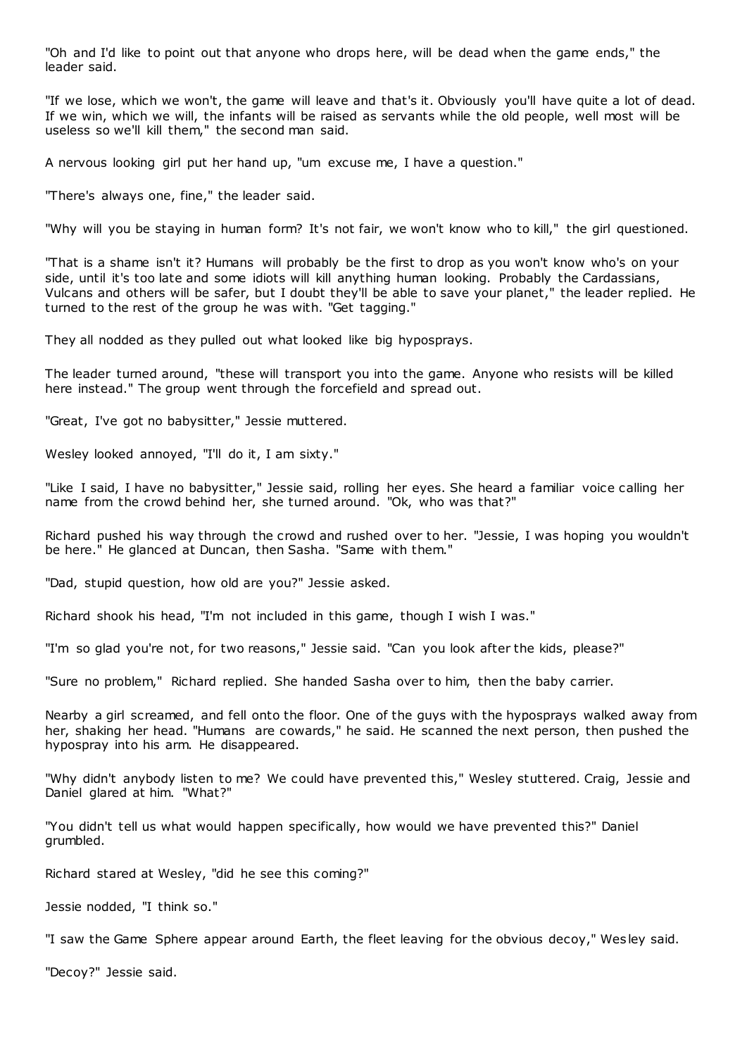"Oh and I'd like to point out that anyone who drops here, will be dead when the game ends," the leader said.

"If we lose, which we won't, the game will leave and that's it. Obviously you'll have quite a lot of dead. If we win, which we will, the infants will be raised as servants while the old people, well most will be useless so we'll kill them," the second man said.

A nervous looking girl put her hand up, "um excuse me, I have a question."

"There's always one, fine," the leader said.

"Why will you be staying in human form? It's not fair, we won't know who to kill," the girl questioned.

"That is a shame isn't it? Humans will probably be the first to drop as you won't know who's on your side, until it's too late and some idiots will kill anything human looking. Probably the Cardassians, Vulcans and others will be safer, but I doubt they'll be able to save your planet," the leader replied. He turned to the rest of the group he was with. "Get tagging."

They all nodded as they pulled out what looked like big hyposprays.

The leader turned around, "these will transport you into the game. Anyone who resists will be killed here instead." The group went through the forcefield and spread out.

"Great, I've got no babysitter," Jessie muttered.

Wesley looked annoyed, "I'll do it, I am sixty."

"Like I said, I have no babysitter," Jessie said, rolling her eyes. She heard a familiar voice calling her name from the crowd behind her, she turned around. "Ok, who was that?"

Richard pushed his way through the crowd and rushed over to her. "Jessie, I was hoping you wouldn't be here." He glanced at Duncan, then Sasha. "Same with them."

"Dad, stupid question, how old are you?" Jessie asked.

Richard shook his head, "I'm not included in this game, though I wish I was."

"I'm so glad you're not, for two reasons," Jessie said. "Can you look after the kids, please?"

"Sure no problem," Richard replied. She handed Sasha over to him, then the baby carrier.

Nearby a girl screamed, and fell onto the floor. One of the guys with the hyposprays walked away from her, shaking her head. "Humans are cowards," he said. He scanned the next person, then pushed the hypospray into his arm. He disappeared.

"Why didn't anybody listen to me? We could have prevented this," Wesley stuttered. Craig, Jessie and Daniel glared at him. "What?"

"You didn't tell us what would happen specifically, how would we have prevented this?" Daniel grumbled.

Richard stared at Wesley, "did he see this coming?"

Jessie nodded, "I think so."

"I saw the Game Sphere appear around Earth, the fleet leaving for the obvious decoy," Wesley said.

"Decoy?" Jessie said.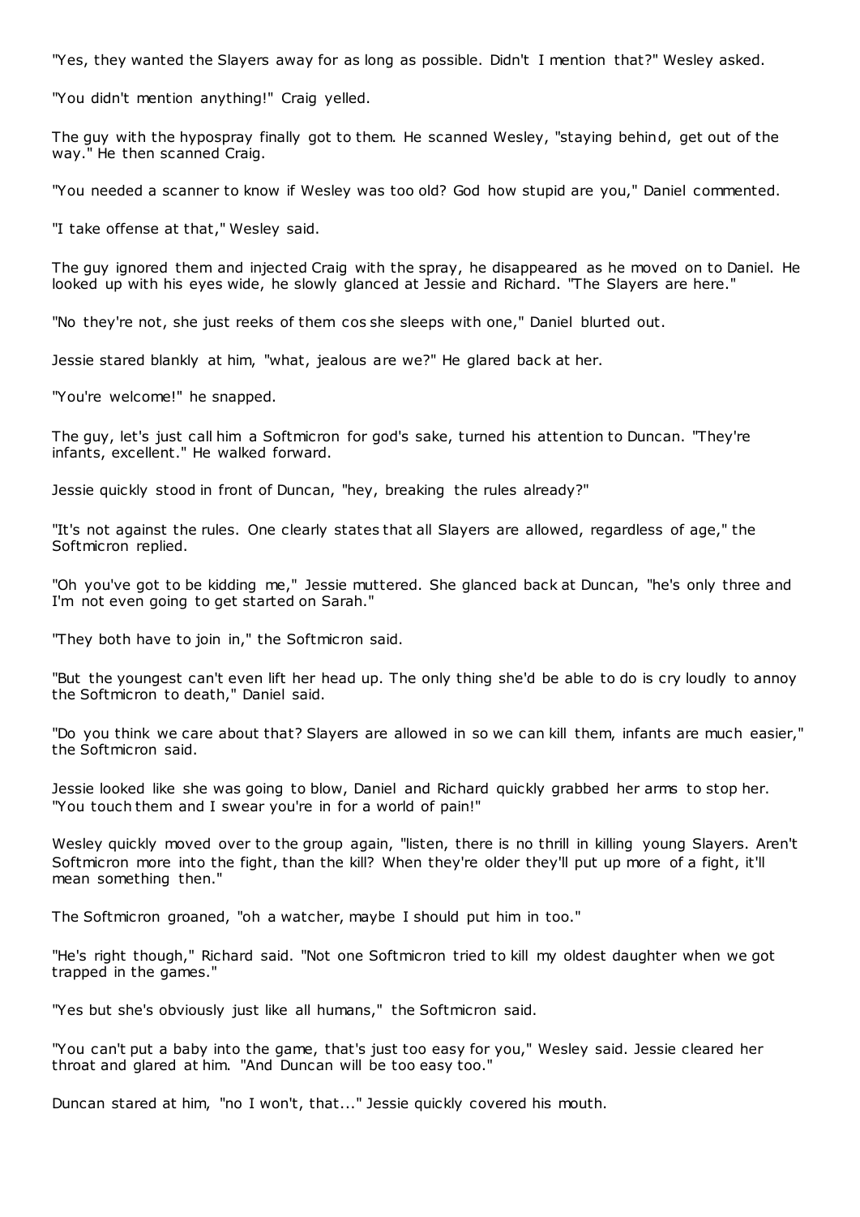"Yes, they wanted the Slayers away for as long as possible. Didn't I mention that?" Wesley asked.

"You didn't mention anything!" Craig yelled.

The guy with the hypospray finally got to them. He scanned Wesley, "staying behind, get out of the way." He then scanned Craig.

"You needed a scanner to know if Wesley was too old? God how stupid are you," Daniel commented.

"I take offense at that," Wesley said.

The guy ignored them and injected Craig with the spray, he disappeared as he moved on to Daniel. He looked up with his eyes wide, he slowly glanced at Jessie and Richard. "The Slayers are here."

"No they're not, she just reeks of them cos she sleeps with one," Daniel blurted out.

Jessie stared blankly at him, "what, jealous are we?" He glared back at her.

"You're welcome!" he snapped.

The guy, let's just call him a Softmicron for god's sake, turned his attention to Duncan. "They're infants, excellent." He walked forward.

Jessie quickly stood in front of Duncan, "hey, breaking the rules already?"

"It's not against the rules. One clearly states that all Slayers are allowed, regardless of age," the Softmicron replied.

"Oh you've got to be kidding me," Jessie muttered. She glanced back at Duncan, "he's only three and I'm not even going to get started on Sarah."

"They both have to join in," the Softmicron said.

"But the youngest can't even lift her head up. The only thing she'd be able to do is cry loudly to annoy the Softmicron to death," Daniel said.

"Do you think we care about that? Slayers are allowed in so we can kill them, infants are much easier," the Softmicron said.

Jessie looked like she was going to blow, Daniel and Richard quickly grabbed her arms to stop her. "You touch them and I swear you're in for a world of pain!"

Wesley quickly moved over to the group again, "listen, there is no thrill in killing young Slayers. Aren't Softmicron more into the fight, than the kill? When they're older they'll put up more of a fight, it'll mean something then."

The Softmicron groaned, "oh a watcher, maybe I should put him in too."

"He's right though," Richard said. "Not one Softmicron tried to kill my oldest daughter when we got trapped in the games."

"Yes but she's obviously just like all humans," the Softmicron said.

"You can't put a baby into the game, that's just too easy for you," Wesley said. Jessie cleared her throat and glared at him. "And Duncan will be too easy too."

Duncan stared at him, "no I won't, that..." Jessie quickly covered his mouth.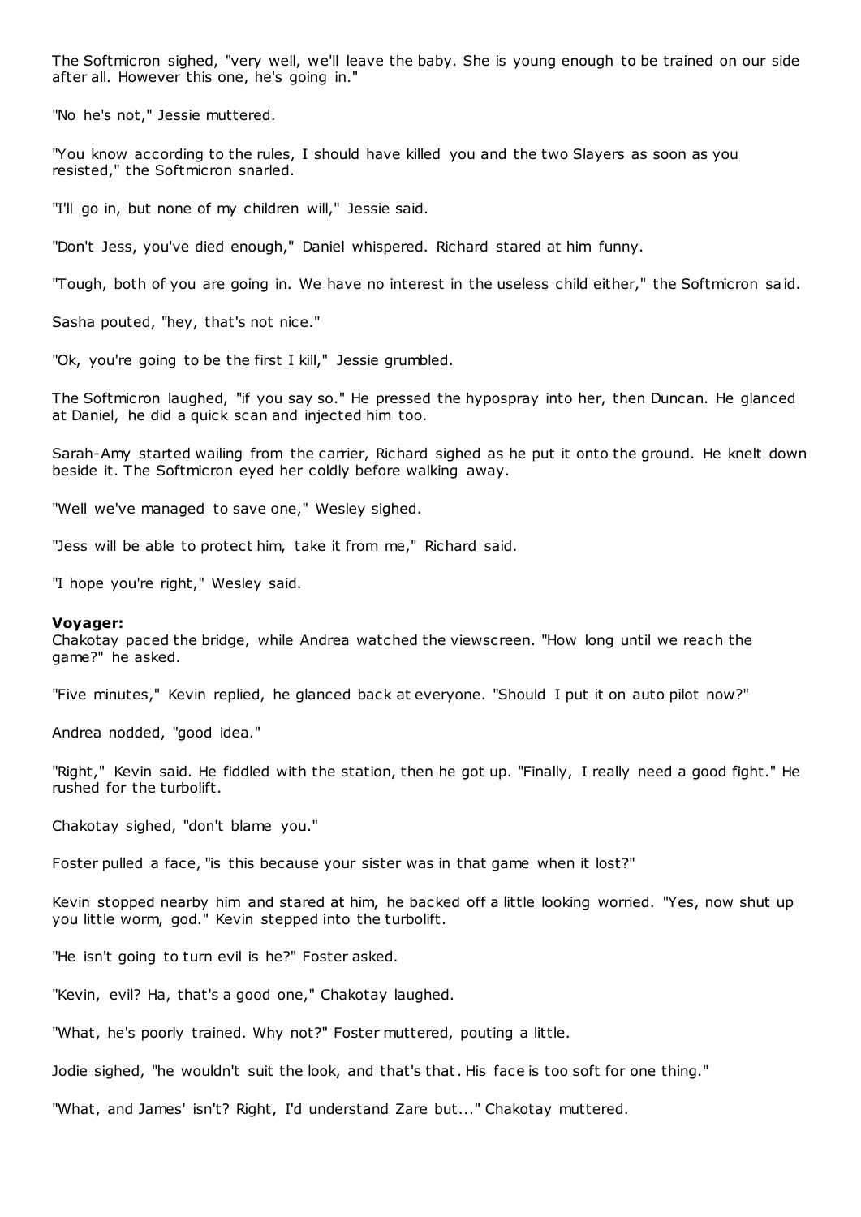The Softmicron sighed, "very well, we'll leave the baby. She is young enough to be trained on our side after all. However this one, he's going in."

"No he's not," Jessie muttered.

"You know according to the rules, I should have killed you and the two Slayers as soon as you resisted," the Softmicron snarled.

"I'll go in, but none of my children will," Jessie said.

"Don't Jess, you've died enough," Daniel whispered. Richard stared at him funny.

"Tough, both of you are going in. We have no interest in the useless child either," the Softmicron said.

Sasha pouted, "hey, that's not nice."

"Ok, you're going to be the first I kill," Jessie grumbled.

The Softmicron laughed, "if you say so." He pressed the hypospray into her, then Duncan. He glanced at Daniel, he did a quick scan and injected him too.

Sarah-Amy started wailing from the carrier, Richard sighed as he put it onto the ground. He knelt down beside it. The Softmicron eyed her coldly before walking away.

"Well we've managed to save one," Wesley sighed.

"Jess will be able to protect him, take it from me," Richard said.

"I hope you're right," Wesley said.

**Voyager:**
Chakotay paced the bridge, while Andrea watched the viewscreen. "How long until we reach the game?" he asked.

"Five minutes," Kevin replied, he glanced back at everyone. "Should I put it on auto pilot now?"

Andrea nodded, "good idea."

"Right," Kevin said. He fiddled with the station, then he got up. "Finally, I really need a good fight." He rushed for the turbolift.

Chakotay sighed, "don't blame you."

Foster pulled a face, "is this because your sister was in that game when it lost?"

Kevin stopped nearby him and stared at him, he backed off a little looking worried. "Yes, now shut up you little worm, god." Kevin stepped into the turbolift.

"He isn't going to turn evil is he?" Foster asked.

"Kevin, evil? Ha, that's a good one," Chakotay laughed.

"What, he's poorly trained. Why not?" Foster muttered, pouting a little.

Jodie sighed, "he wouldn't suit the look, and that's that. His face is too soft for one thing."

"What, and James' isn't? Right, I'd understand Zare but..." Chakotay muttered.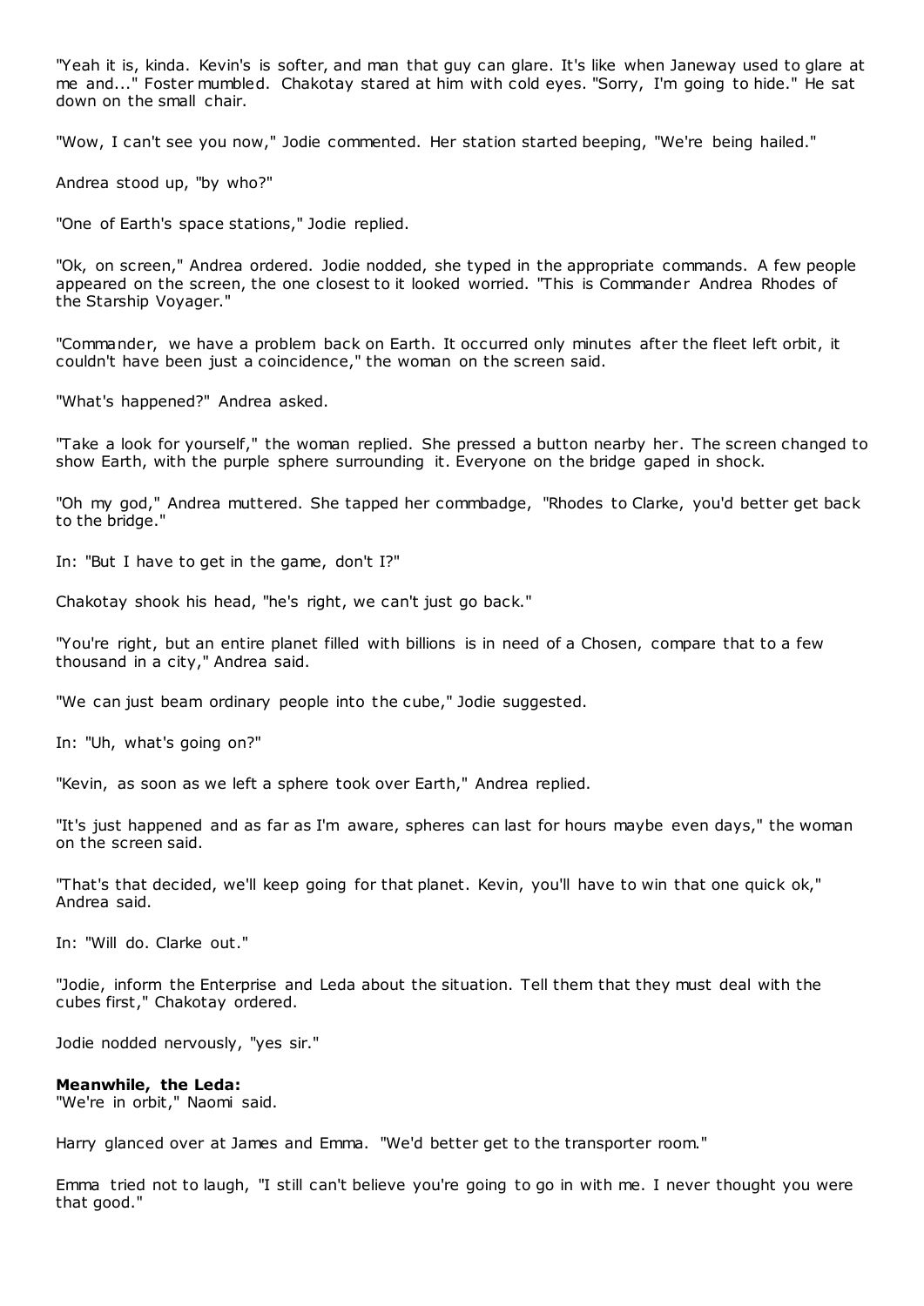"Yeah it is, kinda. Kevin's is softer, and man that guy can glare. It's like when Janeway used to glare at me and..." Foster mumbled. Chakotay stared at him with cold eyes. "Sorry, I'm going to hide." He sat down on the small chair.

"Wow, I can't see you now," Jodie commented. Her station started beeping, "We're being hailed."

Andrea stood up, "by who?"

"One of Earth's space stations," Jodie replied.

"Ok, on screen," Andrea ordered. Jodie nodded, she typed in the appropriate commands. A few people appeared on the screen, the one closest to it looked worried. "This is Commander Andrea Rhodes of the Starship Voyager."

"Commander, we have a problem back on Earth. It occurred only minutes after the fleet left orbit, it couldn't have been just a coincidence," the woman on the screen said.

"What's happened?" Andrea asked.

"Take a look for yourself," the woman replied. She pressed a button nearby her. The screen changed to show Earth, with the purple sphere surrounding it. Everyone on the bridge gaped in shock.

"Oh my god," Andrea muttered. She tapped her commbadge, "Rhodes to Clarke, you'd better get back to the bridge."

In: "But I have to get in the game, don't I?"

Chakotay shook his head, "he's right, we can't just go back."

"You're right, but an entire planet filled with billions is in need of a Chosen, compare that to a few thousand in a city," Andrea said.

"We can just beam ordinary people into the cube," Jodie suggested.

In: "Uh, what's going on?"

"Kevin, as soon as we left a sphere took over Earth," Andrea replied.

"It's just happened and as far as I'm aware, spheres can last for hours maybe even days," the woman on the screen said.

"That's that decided, we'll keep going for that planet. Kevin, you'll have to win that one quick ok," Andrea said.

In: "Will do. Clarke out."

"Jodie, inform the Enterprise and Leda about the situation. Tell them that they must deal with the cubes first," Chakotay ordered.

Jodie nodded nervously, "yes sir."

**Meanwhile, the Leda:**
"We're in orbit," Naomi said.

Harry glanced over at James and Emma. "We'd better get to the transporter room."

Emma tried not to laugh, "I still can't believe you're going to go in with me. I never thought you were that good."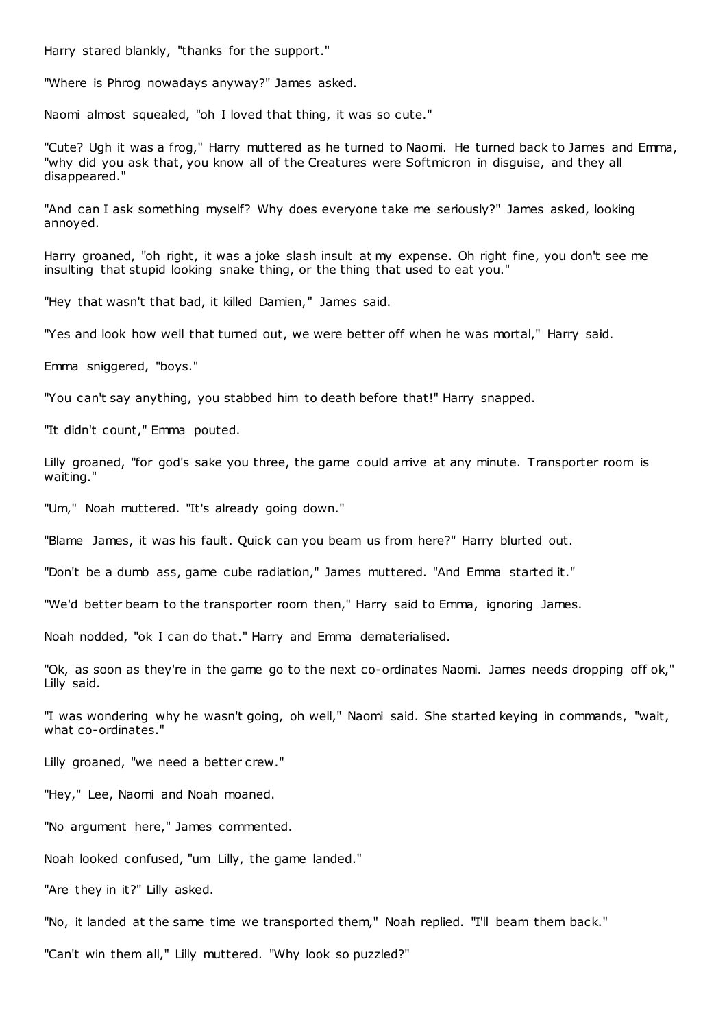Harry stared blankly, "thanks for the support."

"Where is Phrog nowadays anyway?" James asked.

Naomi almost squealed, "oh I loved that thing, it was so cute."

"Cute? Ugh it was a frog," Harry muttered as he turned to Naomi. He turned back to James and Emma, "why did you ask that, you know all of the Creatures were Softmicron in disguise, and they all disappeared."

"And can I ask something myself? Why does everyone take me seriously?" James asked, looking annoyed.

Harry groaned, "oh right, it was a joke slash insult at my expense. Oh right fine, you don't see me insulting that stupid looking snake thing, or the thing that used to eat you."

"Hey that wasn't that bad, it killed Damien," James said.

"Yes and look how well that turned out, we were better off when he was mortal," Harry said.

Emma sniggered, "boys."

"You can't say anything, you stabbed him to death before that!" Harry snapped.

"It didn't count," Emma pouted.

Lilly groaned, "for god's sake you three, the game could arrive at any minute. Transporter room is waiting."

"Um," Noah muttered. "It's already going down."

"Blame James, it was his fault. Quick can you beam us from here?" Harry blurted out.

"Don't be a dumb ass, game cube radiation," James muttered. "And Emma started it."

"We'd better beam to the transporter room then," Harry said to Emma, ignoring James.

Noah nodded, "ok I can do that." Harry and Emma dematerialised.

"Ok, as soon as they're in the game go to the next co-ordinates Naomi. James needs dropping off ok," Lilly said.

"I was wondering why he wasn't going, oh well," Naomi said. She started keying in commands, "wait, what co-ordinates."

Lilly groaned, "we need a better crew."

"Hey," Lee, Naomi and Noah moaned.

"No argument here," James commented.

Noah looked confused, "um Lilly, the game landed."

"Are they in it?" Lilly asked.

"No, it landed at the same time we transported them," Noah replied. "I'll beam them back."

"Can't win them all," Lilly muttered. "Why look so puzzled?"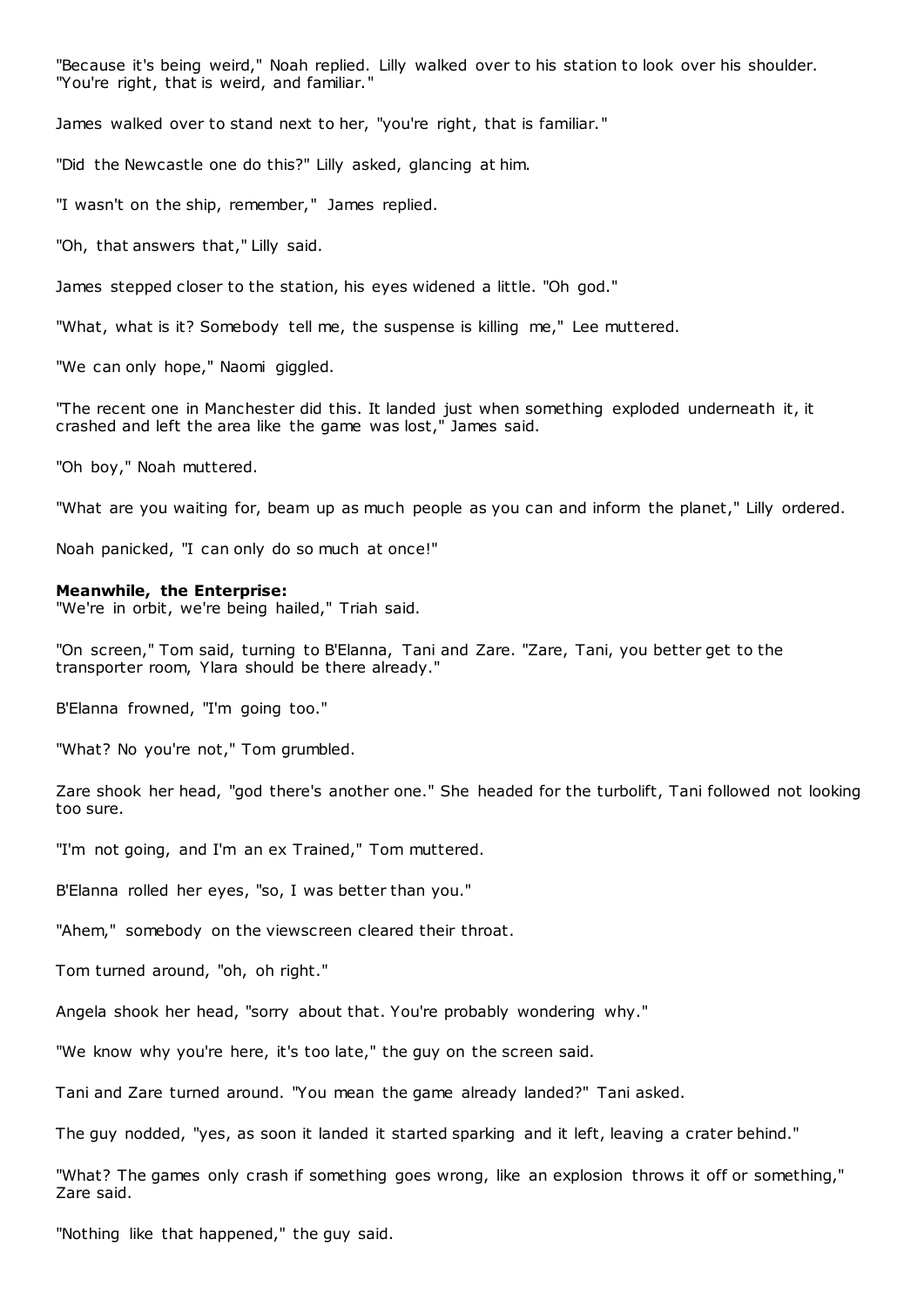"Because it's being weird," Noah replied. Lilly walked over to his station to look over his shoulder. "You're right, that is weird, and familiar."

James walked over to stand next to her, "you're right, that is familiar."

"Did the Newcastle one do this?" Lilly asked, glancing at him.

"I wasn't on the ship, remember," James replied.

"Oh, that answers that," Lilly said.

James stepped closer to the station, his eyes widened a little. "Oh god."

"What, what is it? Somebody tell me, the suspense is killing me," Lee muttered.

"We can only hope," Naomi giggled.

"The recent one in Manchester did this. It landed just when something exploded underneath it, it crashed and left the area like the game was lost," James said.

"Oh boy," Noah muttered.

"What are you waiting for, beam up as much people as you can and inform the planet," Lilly ordered.

Noah panicked, "I can only do so much at once!"

**Meanwhile, the Enterprise:**
"We're in orbit, we're being hailed," Triah said.

"On screen," Tom said, turning to B'Elanna, Tani and Zare. "Zare, Tani, you better get to the transporter room, Ylara should be there already."

B'Elanna frowned, "I'm going too."

"What? No you're not," Tom grumbled.

Zare shook her head, "god there's another one." She headed for the turbolift, Tani followed not looking too sure.

"I'm not going, and I'm an ex Trained," Tom muttered.

B'Elanna rolled her eyes, "so, I was better than you."

"Ahem," somebody on the viewscreen cleared their throat.

Tom turned around, "oh, oh right."

Angela shook her head, "sorry about that. You're probably wondering why."

"We know why you're here, it's too late," the guy on the screen said.

Tani and Zare turned around. "You mean the game already landed?" Tani asked.

The guy nodded, "yes, as soon it landed it started sparking and it left, leaving a crater behind."

"What? The games only crash if something goes wrong, like an explosion throws it off or something," Zare said.

"Nothing like that happened," the guy said.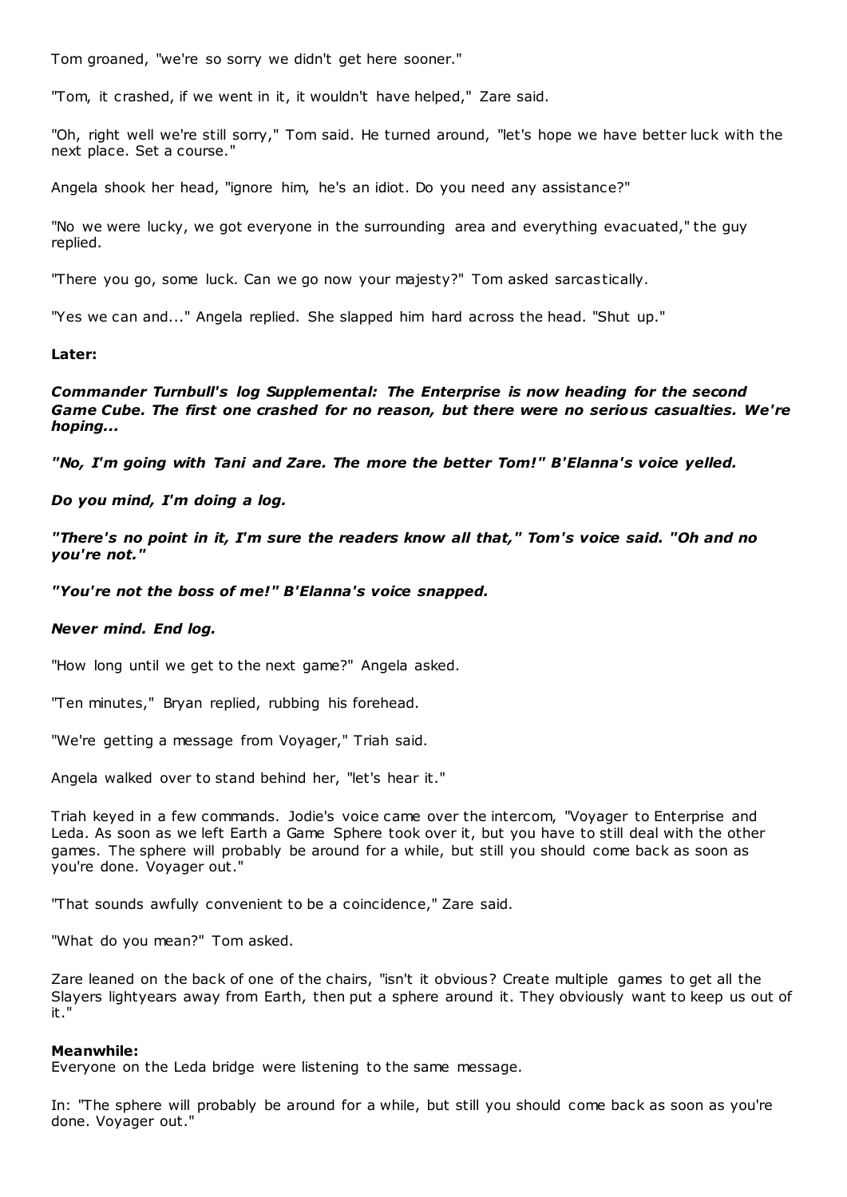Tom groaned, "we're so sorry we didn't get here sooner."

"Tom, it crashed, if we went in it, it wouldn't have helped," Zare said.

"Oh, right well we're still sorry," Tom said. He turned around, "let's hope we have better luck with the next place. Set a course."

Angela shook her head, "ignore him, he's an idiot. Do you need any assistance?"

"No we were lucky, we got everyone in the surrounding area and everything evacuated," the guy replied.

"There you go, some luck. Can we go now your majesty?" Tom asked sarcastically.

"Yes we can and..." Angela replied. She slapped him hard across the head. "Shut up."

**Later:**

***Commander Turnbull's log Supplemental: The Enterprise is now heading for the second Game Cube. The first one crashed for no reason, but there were no serious casualties. We're hoping...***

***"No, I'm going with Tani and Zare. The more the better Tom!" B'Elanna's voice yelled.***

***Do you mind, I'm doing a log.***

***"There's no point in it, I'm sure the readers know all that," Tom's voice said. "Oh and no you're not."***

***"You're not the boss of me!" B'Elanna's voice snapped.***

***Never mind. End log.***

"How long until we get to the next game?" Angela asked.

"Ten minutes," Bryan replied, rubbing his forehead.

"We're getting a message from Voyager," Triah said.

Angela walked over to stand behind her, "let's hear it."

Triah keyed in a few commands. Jodie's voice came over the intercom, "Voyager to Enterprise and Leda. As soon as we left Earth a Game Sphere took over it, but you have to still deal with the other games. The sphere will probably be around for a while, but still you should come back as soon as you're done. Voyager out."

"That sounds awfully convenient to be a coincidence," Zare said.

"What do you mean?" Tom asked.

Zare leaned on the back of one of the chairs, "isn't it obvious? Create multiple games to get all the Slayers lightyears away from Earth, then put a sphere around it. They obviously want to keep us out of it."

**Meanwhile:**
Everyone on the Leda bridge were listening to the same message.

In: "The sphere will probably be around for a while, but still you should come back as soon as you're done. Voyager out."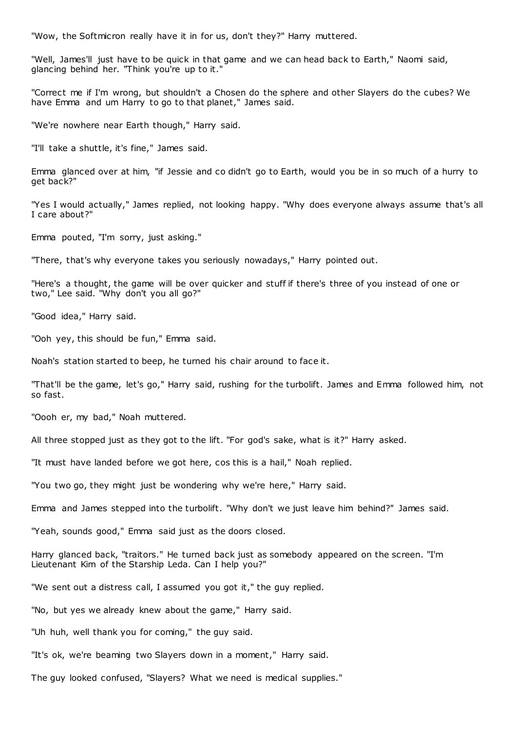"Wow, the Softmicron really have it in for us, don't they?" Harry muttered.

"Well, James'll just have to be quick in that game and we can head back to Earth," Naomi said, glancing behind her. "Think you're up to it."

"Correct me if I'm wrong, but shouldn't a Chosen do the sphere and other Slayers do the cubes? We have Emma and um Harry to go to that planet," James said.

"We're nowhere near Earth though," Harry said.

"I'll take a shuttle, it's fine," James said.

Emma glanced over at him, "if Jessie and co didn't go to Earth, would you be in so much of a hurry to get back?"

"Yes I would actually," James replied, not looking happy. "Why does everyone always assume that's all I care about?"

Emma pouted, "I'm sorry, just asking."

"There, that's why everyone takes you seriously nowadays," Harry pointed out.

"Here's a thought, the game will be over quicker and stuff if there's three of you instead of one or two," Lee said. "Why don't you all go?"

"Good idea," Harry said.

"Ooh yey, this should be fun," Emma said.

Noah's station started to beep, he turned his chair around to face it.

"That'll be the game, let's go," Harry said, rushing for the turbolift. James and Emma followed him, not so fast.

"Oooh er, my bad," Noah muttered.

All three stopped just as they got to the lift. "For god's sake, what is it?" Harry asked.

"It must have landed before we got here, cos this is a hail," Noah replied.

"You two go, they might just be wondering why we're here," Harry said.

Emma and James stepped into the turbolift. "Why don't we just leave him behind?" James said.

"Yeah, sounds good," Emma said just as the doors closed.

Harry glanced back, "traitors." He turned back just as somebody appeared on the screen. "I'm Lieutenant Kim of the Starship Leda. Can I help you?"

"We sent out a distress call, I assumed you got it," the guy replied.

"No, but yes we already knew about the game," Harry said.

"Uh huh, well thank you for coming," the guy said.

"It's ok, we're beaming two Slayers down in a moment," Harry said.

The guy looked confused, "Slayers? What we need is medical supplies."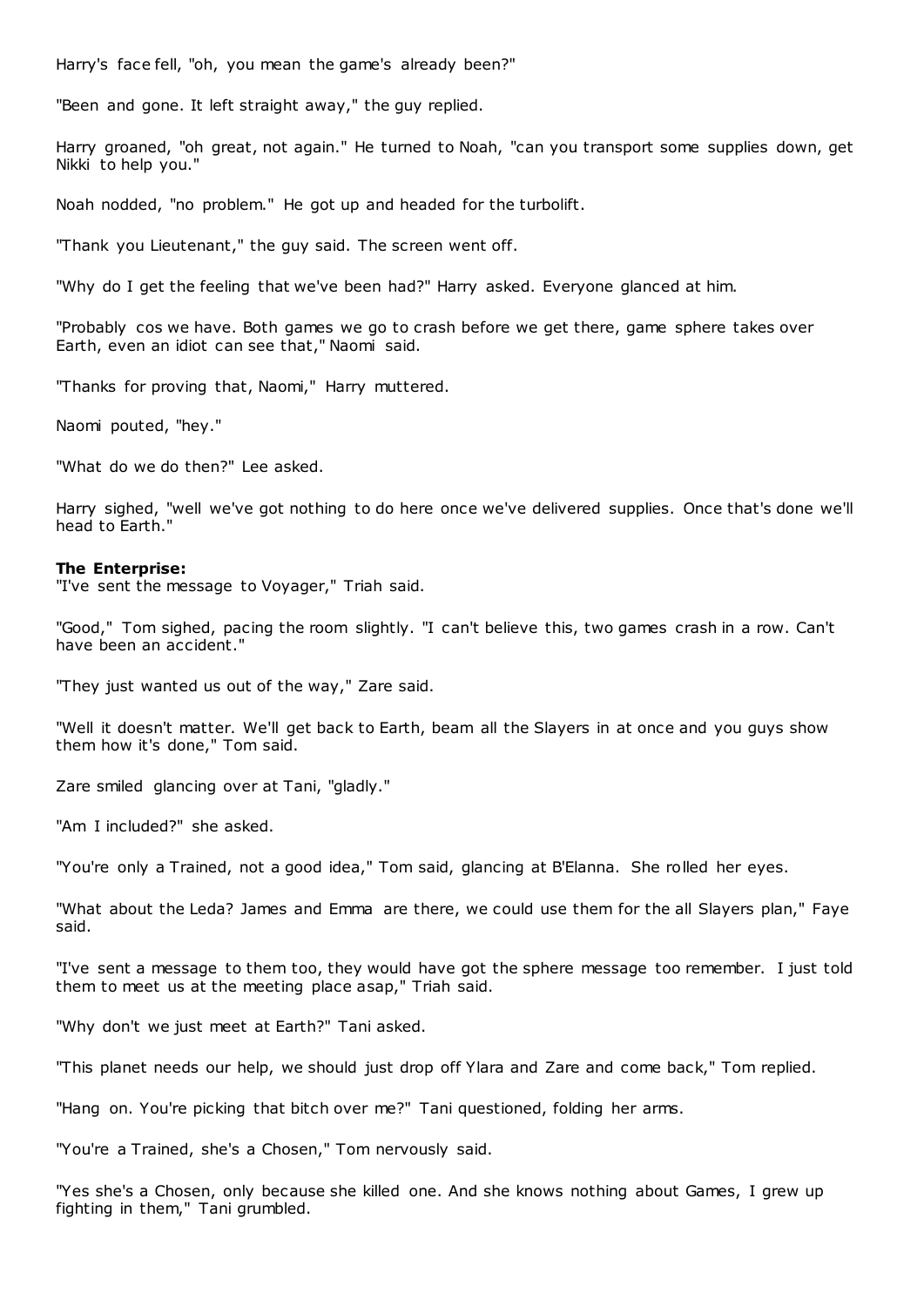Harry's face fell, "oh, you mean the game's already been?"

"Been and gone. It left straight away," the guy replied.

Harry groaned, "oh great, not again." He turned to Noah, "can you transport some supplies down, get Nikki to help you."

Noah nodded, "no problem." He got up and headed for the turbolift.

"Thank you Lieutenant," the guy said. The screen went off.

"Why do I get the feeling that we've been had?" Harry asked. Everyone glanced at him.

"Probably cos we have. Both games we go to crash before we get there, game sphere takes over Earth, even an idiot can see that," Naomi said.

"Thanks for proving that, Naomi," Harry muttered.

Naomi pouted, "hey."

"What do we do then?" Lee asked.

Harry sighed, "well we've got nothing to do here once we've delivered supplies. Once that's done we'll head to Earth."

**The Enterprise:**
"I've sent the message to Voyager," Triah said.

"Good," Tom sighed, pacing the room slightly. "I can't believe this, two games crash in a row. Can't have been an accident."

"They just wanted us out of the way," Zare said.

"Well it doesn't matter. We'll get back to Earth, beam all the Slayers in at once and you guys show them how it's done," Tom said.

Zare smiled glancing over at Tani, "gladly."

"Am I included?" she asked.

"You're only a Trained, not a good idea," Tom said, glancing at B'Elanna. She rolled her eyes.

"What about the Leda? James and Emma are there, we could use them for the all Slayers plan," Faye said.

"I've sent a message to them too, they would have got the sphere message too remember. I just told them to meet us at the meeting place asap," Triah said.

"Why don't we just meet at Earth?" Tani asked.

"This planet needs our help, we should just drop off Ylara and Zare and come back," Tom replied.

"Hang on. You're picking that bitch over me?" Tani questioned, folding her arms.

"You're a Trained, she's a Chosen," Tom nervously said.

"Yes she's a Chosen, only because she killed one. And she knows nothing about Games, I grew up fighting in them," Tani grumbled.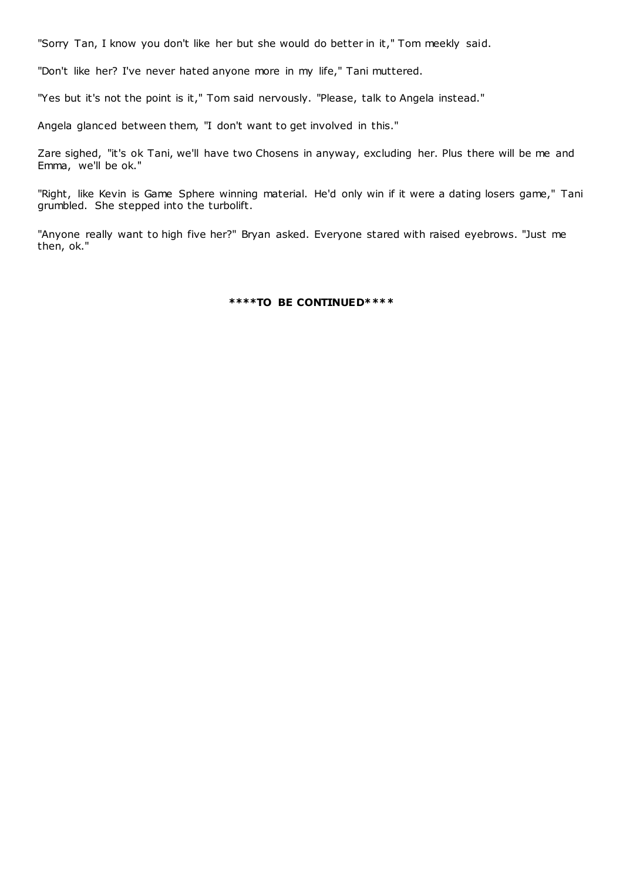"Sorry Tan, I know you don't like her but she would do better in it," Tom meekly said.

"Don't like her? I've never hated anyone more in my life," Tani muttered.

"Yes but it's not the point is it," Tom said nervously. "Please, talk to Angela instead."

Angela glanced between them, "I don't want to get involved in this."

Zare sighed, "it's ok Tani, we'll have two Chosens in anyway, excluding her. Plus there will be me and Emma, we'll be ok."

"Right, like Kevin is Game Sphere winning material. He'd only win if it were a dating losers game," Tani grumbled. She stepped into the turbolift.

"Anyone really want to high five her?" Bryan asked. Everyone stared with raised eyebrows. "Just me then, ok."

**\*\*\*\*TO BE CONTINUED\*\*\*\***